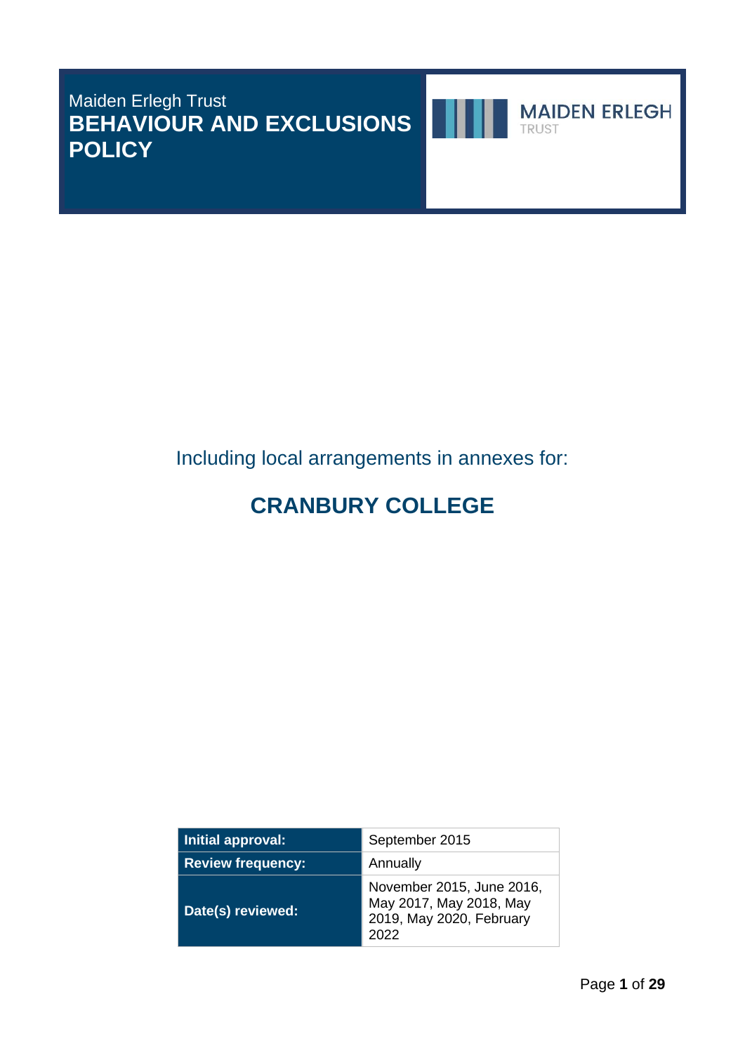Maiden Erlegh Trust

# BEHAVIOUR AND EXCLUSIONS POLICY

MAIDEN ERLEGH
TRUST

Including local arrangements in annexes for:

## CRANBURY COLLEGE

| | |
|---|---|
| **Initial approval:** | September 2015 |
| **Review frequency:** | Annually |
| **Date(s) reviewed:** | November 2015, June 2016, May 2017, May 2018, May 2019, May 2020, February 2022 |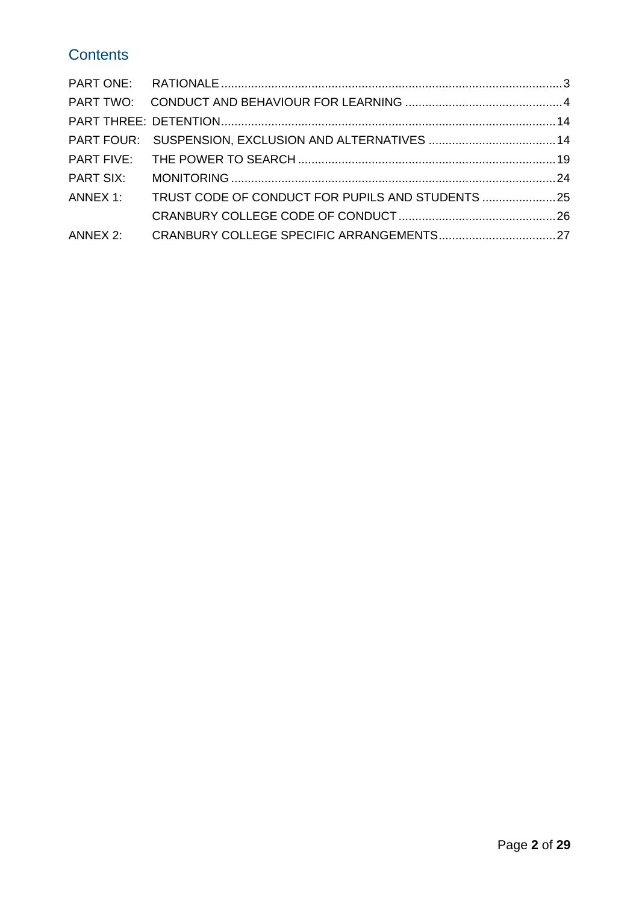## Contents

| | | |
|---|---|---|
| PART ONE: | RATIONALE | 3 |
| PART TWO: | CONDUCT AND BEHAVIOUR FOR LEARNING | 4 |
| PART THREE: | DETENTION | 14 |
| PART FOUR: | SUSPENSION, EXCLUSION AND ALTERNATIVES | 14 |
| PART FIVE: | THE POWER TO SEARCH | 19 |
| PART SIX: | MONITORING | 24 |
| ANNEX 1: | TRUST CODE OF CONDUCT FOR PUPILS AND STUDENTS | 25 |
| | CRANBURY COLLEGE CODE OF CONDUCT | 26 |
| ANNEX 2: | CRANBURY COLLEGE SPECIFIC ARRANGEMENTS | 27 |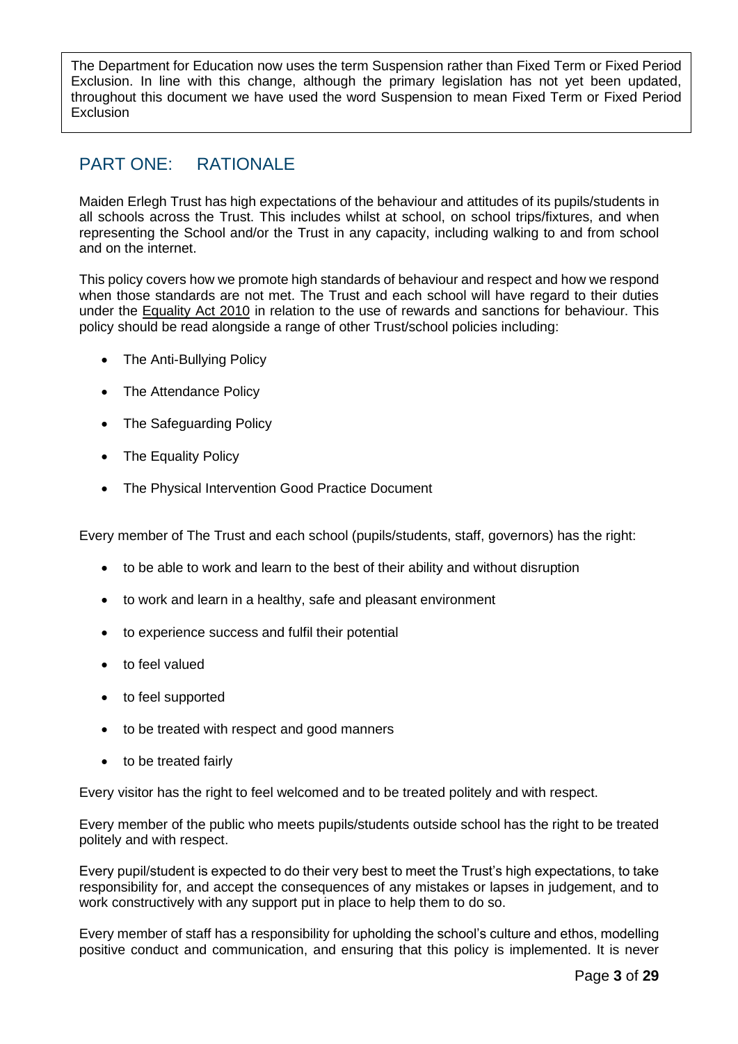The Department for Education now uses the term Suspension rather than Fixed Term or Fixed Period Exclusion. In line with this change, although the primary legislation has not yet been updated, throughout this document we have used the word Suspension to mean Fixed Term or Fixed Period Exclusion

## PART ONE: RATIONALE

Maiden Erlegh Trust has high expectations of the behaviour and attitudes of its pupils/students in all schools across the Trust. This includes whilst at school, on school trips/fixtures, and when representing the School and/or the Trust in any capacity, including walking to and from school and on the internet.

This policy covers how we promote high standards of behaviour and respect and how we respond when those standards are not met. The Trust and each school will have regard to their duties under the Equality Act 2010 in relation to the use of rewards and sanctions for behaviour. This policy should be read alongside a range of other Trust/school policies including:

- The Anti-Bullying Policy
- The Attendance Policy
- The Safeguarding Policy
- The Equality Policy
- The Physical Intervention Good Practice Document

Every member of The Trust and each school (pupils/students, staff, governors) has the right:

- to be able to work and learn to the best of their ability and without disruption
- to work and learn in a healthy, safe and pleasant environment
- to experience success and fulfil their potential
- to feel valued
- to feel supported
- to be treated with respect and good manners
- to be treated fairly

Every visitor has the right to feel welcomed and to be treated politely and with respect.

Every member of the public who meets pupils/students outside school has the right to be treated politely and with respect.

Every pupil/student is expected to do their very best to meet the Trust's high expectations, to take responsibility for, and accept the consequences of any mistakes or lapses in judgement, and to work constructively with any support put in place to help them to do so.

Every member of staff has a responsibility for upholding the school's culture and ethos, modelling positive conduct and communication, and ensuring that this policy is implemented. It is never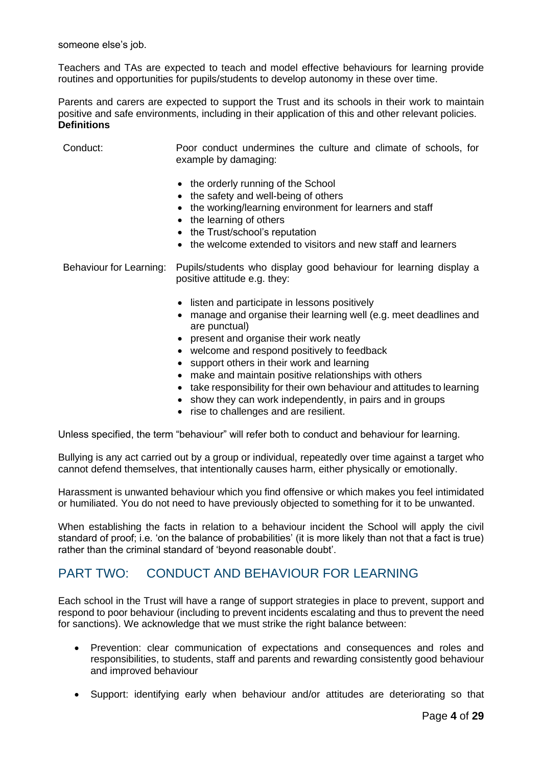someone else's job.

Teachers and TAs are expected to teach and model effective behaviours for learning provide routines and opportunities for pupils/students to develop autonomy in these over time.

Parents and carers are expected to support the Trust and its schools in their work to maintain positive and safe environments, including in their application of this and other relevant policies.

**Definitions**

| | |
|---|---|
| Conduct: | Poor conduct undermines the culture and climate of schools, for example by damaging:<br><br>• the orderly running of the School<br>• the safety and well-being of others<br>• the working/learning environment for learners and staff<br>• the learning of others<br>• the Trust/school's reputation<br>• the welcome extended to visitors and new staff and learners |
| Behaviour for Learning: | Pupils/students who display good behaviour for learning display a positive attitude e.g. they:<br><br>• listen and participate in lessons positively<br>• manage and organise their learning well (e.g. meet deadlines and are punctual)<br>• present and organise their work neatly<br>• welcome and respond positively to feedback<br>• support others in their work and learning<br>• make and maintain positive relationships with others<br>• take responsibility for their own behaviour and attitudes to learning<br>• show they can work independently, in pairs and in groups<br>• rise to challenges and are resilient. |

Unless specified, the term "behaviour" will refer both to conduct and behaviour for learning.

Bullying is any act carried out by a group or individual, repeatedly over time against a target who cannot defend themselves, that intentionally causes harm, either physically or emotionally.

Harassment is unwanted behaviour which you find offensive or which makes you feel intimidated or humiliated. You do not need to have previously objected to something for it to be unwanted.

When establishing the facts in relation to a behaviour incident the School will apply the civil standard of proof; i.e. 'on the balance of probabilities' (it is more likely than not that a fact is true) rather than the criminal standard of 'beyond reasonable doubt'.

## PART TWO: CONDUCT AND BEHAVIOUR FOR LEARNING

Each school in the Trust will have a range of support strategies in place to prevent, support and respond to poor behaviour (including to prevent incidents escalating and thus to prevent the need for sanctions). We acknowledge that we must strike the right balance between:

- Prevention: clear communication of expectations and consequences and roles and responsibilities, to students, staff and parents and rewarding consistently good behaviour and improved behaviour

- Support: identifying early when behaviour and/or attitudes are deteriorating so that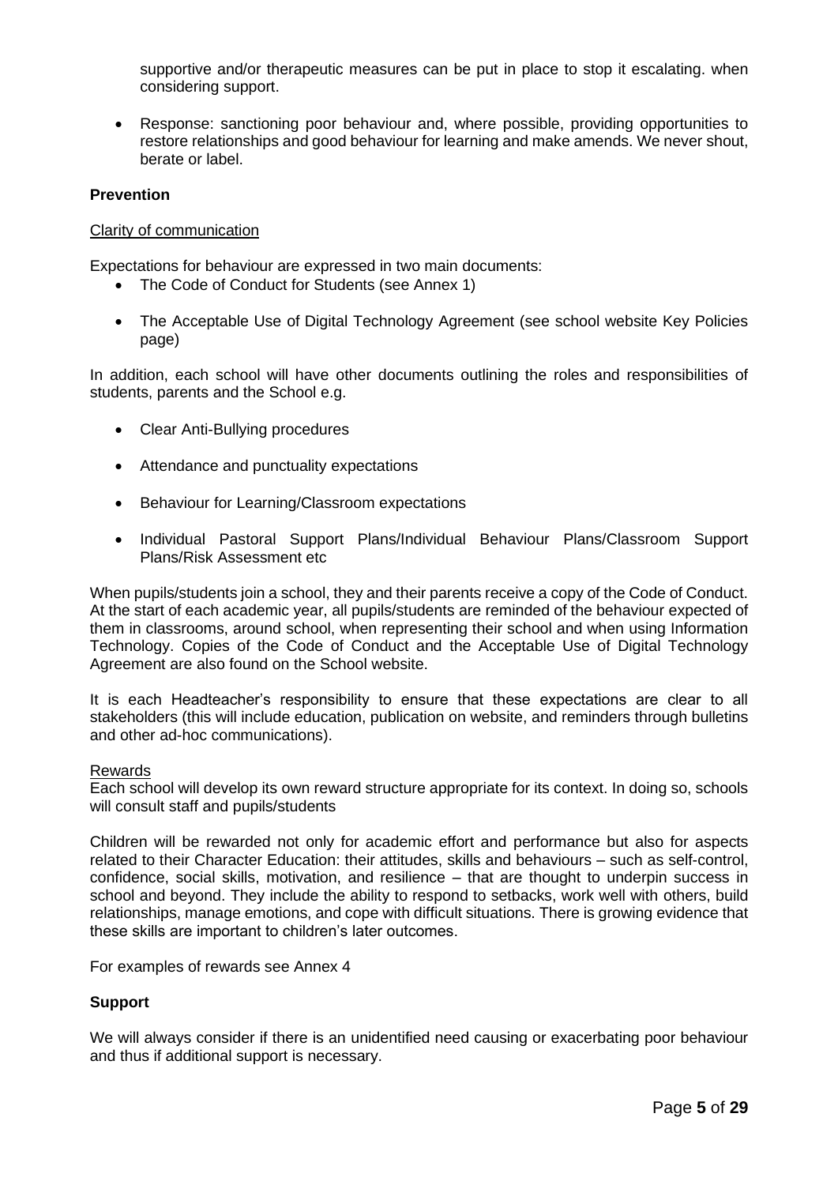supportive and/or therapeutic measures can be put in place to stop it escalating. when considering support.

- Response: sanctioning poor behaviour and, where possible, providing opportunities to restore relationships and good behaviour for learning and make amends. We never shout, berate or label.

**Prevention**

<u>Clarity of communication</u>

Expectations for behaviour are expressed in two main documents:

- The Code of Conduct for Students (see Annex 1)
- The Acceptable Use of Digital Technology Agreement (see school website Key Policies page)

In addition, each school will have other documents outlining the roles and responsibilities of students, parents and the School e.g.

- Clear Anti-Bullying procedures
- Attendance and punctuality expectations
- Behaviour for Learning/Classroom expectations
- Individual Pastoral Support Plans/Individual Behaviour Plans/Classroom Support Plans/Risk Assessment etc

When pupils/students join a school, they and their parents receive a copy of the Code of Conduct. At the start of each academic year, all pupils/students are reminded of the behaviour expected of them in classrooms, around school, when representing their school and when using Information Technology. Copies of the Code of Conduct and the Acceptable Use of Digital Technology Agreement are also found on the School website.

It is each Headteacher's responsibility to ensure that these expectations are clear to all stakeholders (this will include education, publication on website, and reminders through bulletins and other ad-hoc communications).

<u>Rewards</u>

Each school will develop its own reward structure appropriate for its context. In doing so, schools will consult staff and pupils/students

Children will be rewarded not only for academic effort and performance but also for aspects related to their Character Education: their attitudes, skills and behaviours – such as self-control, confidence, social skills, motivation, and resilience – that are thought to underpin success in school and beyond. They include the ability to respond to setbacks, work well with others, build relationships, manage emotions, and cope with difficult situations. There is growing evidence that these skills are important to children's later outcomes.

For examples of rewards see Annex 4

**Support**

We will always consider if there is an unidentified need causing or exacerbating poor behaviour and thus if additional support is necessary.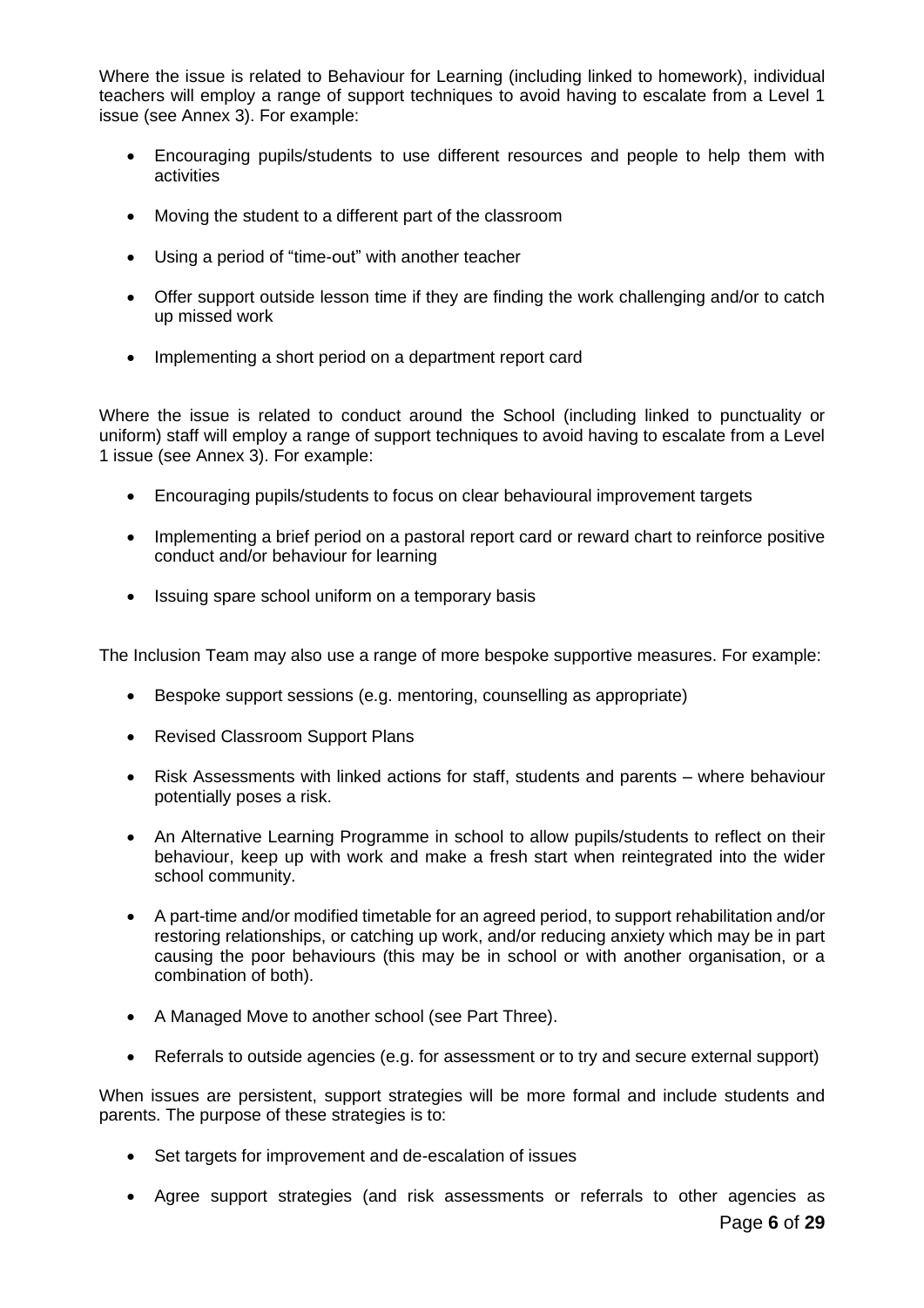Where the issue is related to Behaviour for Learning (including linked to homework), individual teachers will employ a range of support techniques to avoid having to escalate from a Level 1 issue (see Annex 3). For example:

- Encouraging pupils/students to use different resources and people to help them with activities
- Moving the student to a different part of the classroom
- Using a period of "time-out" with another teacher
- Offer support outside lesson time if they are finding the work challenging and/or to catch up missed work
- Implementing a short period on a department report card

Where the issue is related to conduct around the School (including linked to punctuality or uniform) staff will employ a range of support techniques to avoid having to escalate from a Level 1 issue (see Annex 3). For example:

- Encouraging pupils/students to focus on clear behavioural improvement targets
- Implementing a brief period on a pastoral report card or reward chart to reinforce positive conduct and/or behaviour for learning
- Issuing spare school uniform on a temporary basis

The Inclusion Team may also use a range of more bespoke supportive measures. For example:

- Bespoke support sessions (e.g. mentoring, counselling as appropriate)
- Revised Classroom Support Plans
- Risk Assessments with linked actions for staff, students and parents – where behaviour potentially poses a risk.
- An Alternative Learning Programme in school to allow pupils/students to reflect on their behaviour, keep up with work and make a fresh start when reintegrated into the wider school community.
- A part-time and/or modified timetable for an agreed period, to support rehabilitation and/or restoring relationships, or catching up work, and/or reducing anxiety which may be in part causing the poor behaviours (this may be in school or with another organisation, or a combination of both).
- A Managed Move to another school (see Part Three).
- Referrals to outside agencies (e.g. for assessment or to try and secure external support)

When issues are persistent, support strategies will be more formal and include students and parents. The purpose of these strategies is to:

- Set targets for improvement and de-escalation of issues
- Agree support strategies (and risk assessments or referrals to other agencies as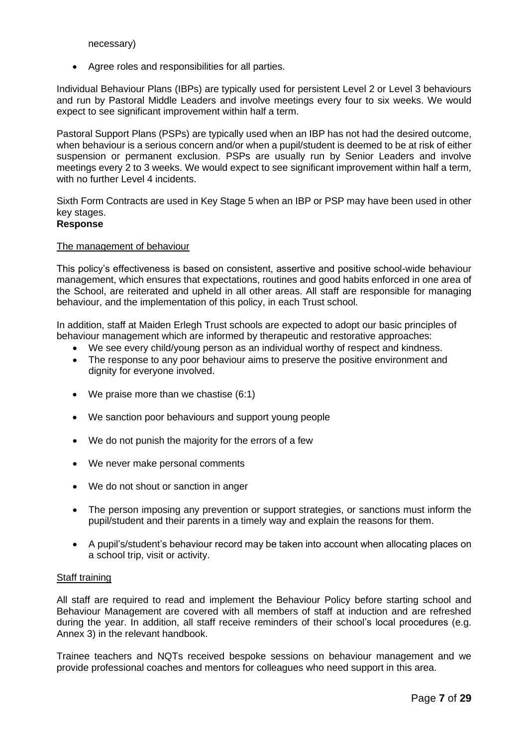necessary)

- Agree roles and responsibilities for all parties.

Individual Behaviour Plans (IBPs) are typically used for persistent Level 2 or Level 3 behaviours and run by Pastoral Middle Leaders and involve meetings every four to six weeks. We would expect to see significant improvement within half a term.

Pastoral Support Plans (PSPs) are typically used when an IBP has not had the desired outcome, when behaviour is a serious concern and/or when a pupil/student is deemed to be at risk of either suspension or permanent exclusion. PSPs are usually run by Senior Leaders and involve meetings every 2 to 3 weeks. We would expect to see significant improvement within half a term, with no further Level 4 incidents.

Sixth Form Contracts are used in Key Stage 5 when an IBP or PSP may have been used in other key stages.

**Response**

The management of behaviour

This policy's effectiveness is based on consistent, assertive and positive school-wide behaviour management, which ensures that expectations, routines and good habits enforced in one area of the School, are reiterated and upheld in all other areas. All staff are responsible for managing behaviour, and the implementation of this policy, in each Trust school.

In addition, staff at Maiden Erlegh Trust schools are expected to adopt our basic principles of behaviour management which are informed by therapeutic and restorative approaches:

- We see every child/young person as an individual worthy of respect and kindness.
- The response to any poor behaviour aims to preserve the positive environment and dignity for everyone involved.
- We praise more than we chastise (6:1)
- We sanction poor behaviours and support young people
- We do not punish the majority for the errors of a few
- We never make personal comments
- We do not shout or sanction in anger
- The person imposing any prevention or support strategies, or sanctions must inform the pupil/student and their parents in a timely way and explain the reasons for them.
- A pupil's/student's behaviour record may be taken into account when allocating places on a school trip, visit or activity.

Staff training

All staff are required to read and implement the Behaviour Policy before starting school and Behaviour Management are covered with all members of staff at induction and are refreshed during the year. In addition, all staff receive reminders of their school's local procedures (e.g. Annex 3) in the relevant handbook.

Trainee teachers and NQTs received bespoke sessions on behaviour management and we provide professional coaches and mentors for colleagues who need support in this area.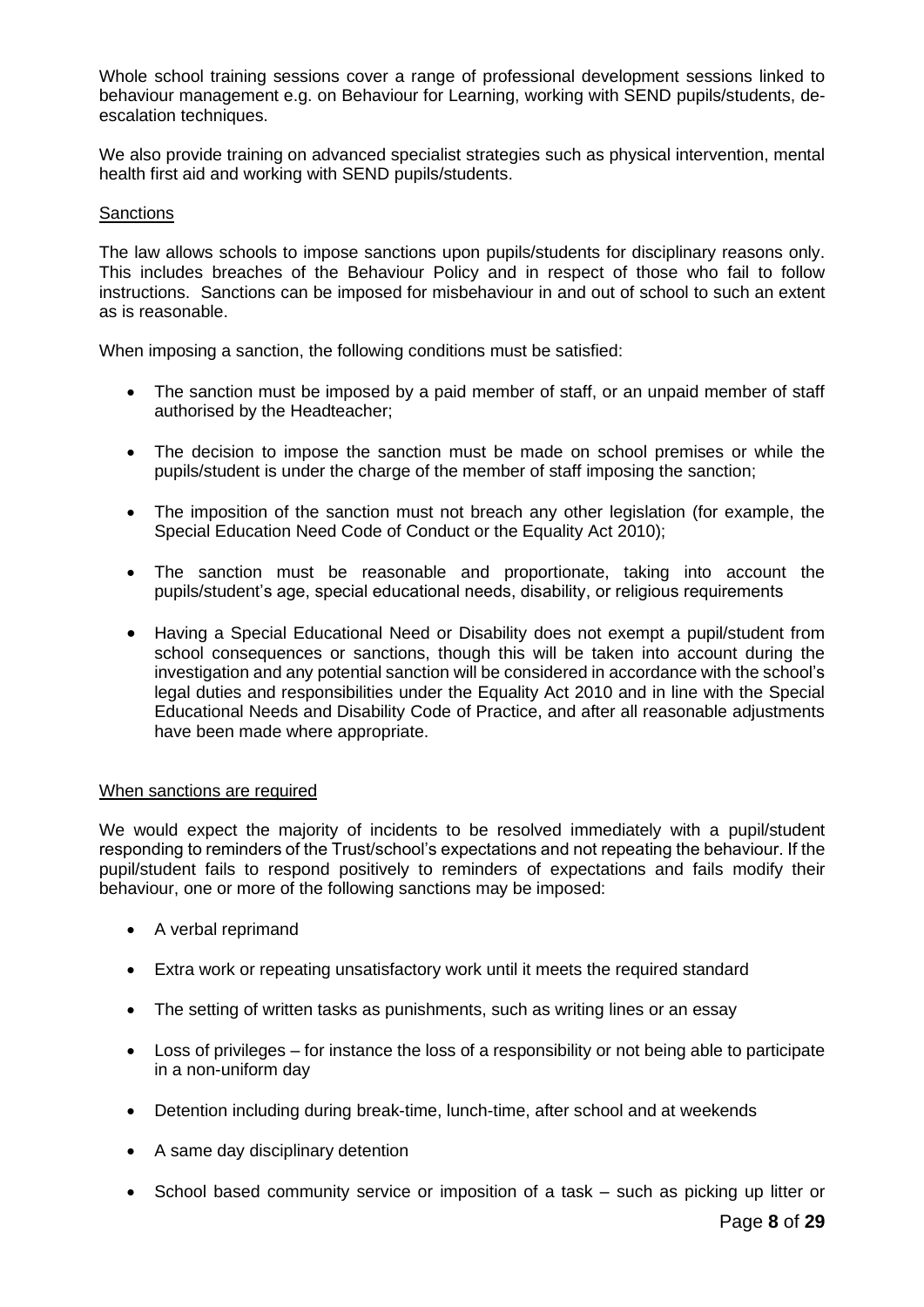Whole school training sessions cover a range of professional development sessions linked to behaviour management e.g. on Behaviour for Learning, working with SEND pupils/students, de-escalation techniques.

We also provide training on advanced specialist strategies such as physical intervention, mental health first aid and working with SEND pupils/students.

<u>Sanctions</u>

The law allows schools to impose sanctions upon pupils/students for disciplinary reasons only. This includes breaches of the Behaviour Policy and in respect of those who fail to follow instructions. Sanctions can be imposed for misbehaviour in and out of school to such an extent as is reasonable.

When imposing a sanction, the following conditions must be satisfied:

- The sanction must be imposed by a paid member of staff, or an unpaid member of staff authorised by the Headteacher;
- The decision to impose the sanction must be made on school premises or while the pupils/student is under the charge of the member of staff imposing the sanction;
- The imposition of the sanction must not breach any other legislation (for example, the Special Education Need Code of Conduct or the Equality Act 2010);
- The sanction must be reasonable and proportionate, taking into account the pupils/student's age, special educational needs, disability, or religious requirements
- Having a Special Educational Need or Disability does not exempt a pupil/student from school consequences or sanctions, though this will be taken into account during the investigation and any potential sanction will be considered in accordance with the school's legal duties and responsibilities under the Equality Act 2010 and in line with the Special Educational Needs and Disability Code of Practice, and after all reasonable adjustments have been made where appropriate.

<u>When sanctions are required</u>

We would expect the majority of incidents to be resolved immediately with a pupil/student responding to reminders of the Trust/school's expectations and not repeating the behaviour. If the pupil/student fails to respond positively to reminders of expectations and fails modify their behaviour, one or more of the following sanctions may be imposed:

- A verbal reprimand
- Extra work or repeating unsatisfactory work until it meets the required standard
- The setting of written tasks as punishments, such as writing lines or an essay
- Loss of privileges – for instance the loss of a responsibility or not being able to participate in a non-uniform day
- Detention including during break-time, lunch-time, after school and at weekends
- A same day disciplinary detention
- School based community service or imposition of a task – such as picking up litter or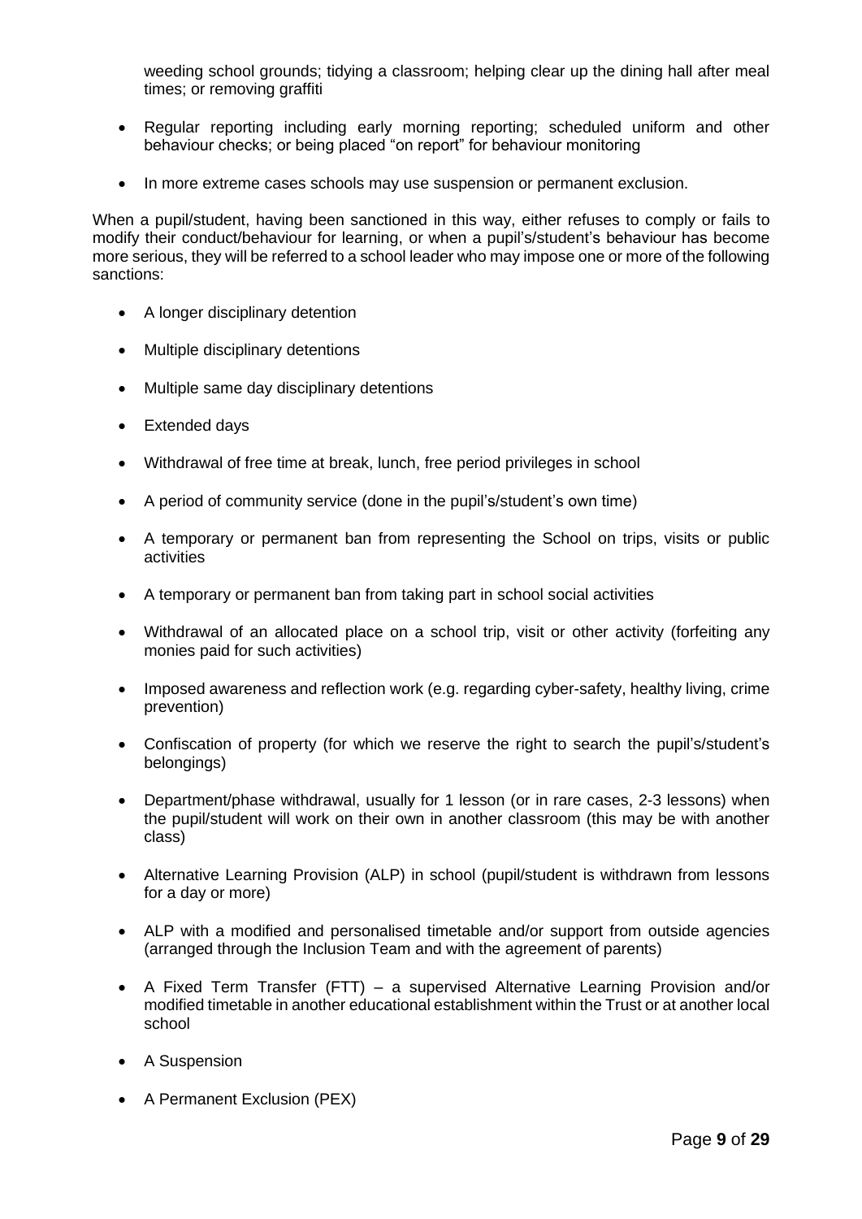weeding school grounds; tidying a classroom; helping clear up the dining hall after meal times; or removing graffiti

- Regular reporting including early morning reporting; scheduled uniform and other behaviour checks; or being placed "on report" for behaviour monitoring
- In more extreme cases schools may use suspension or permanent exclusion.

When a pupil/student, having been sanctioned in this way, either refuses to comply or fails to modify their conduct/behaviour for learning, or when a pupil's/student's behaviour has become more serious, they will be referred to a school leader who may impose one or more of the following sanctions:

- A longer disciplinary detention
- Multiple disciplinary detentions
- Multiple same day disciplinary detentions
- Extended days
- Withdrawal of free time at break, lunch, free period privileges in school
- A period of community service (done in the pupil's/student's own time)
- A temporary or permanent ban from representing the School on trips, visits or public activities
- A temporary or permanent ban from taking part in school social activities
- Withdrawal of an allocated place on a school trip, visit or other activity (forfeiting any monies paid for such activities)
- Imposed awareness and reflection work (e.g. regarding cyber-safety, healthy living, crime prevention)
- Confiscation of property (for which we reserve the right to search the pupil's/student's belongings)
- Department/phase withdrawal, usually for 1 lesson (or in rare cases, 2-3 lessons) when the pupil/student will work on their own in another classroom (this may be with another class)
- Alternative Learning Provision (ALP) in school (pupil/student is withdrawn from lessons for a day or more)
- ALP with a modified and personalised timetable and/or support from outside agencies (arranged through the Inclusion Team and with the agreement of parents)
- A Fixed Term Transfer (FTT) – a supervised Alternative Learning Provision and/or modified timetable in another educational establishment within the Trust or at another local school
- A Suspension
- A Permanent Exclusion (PEX)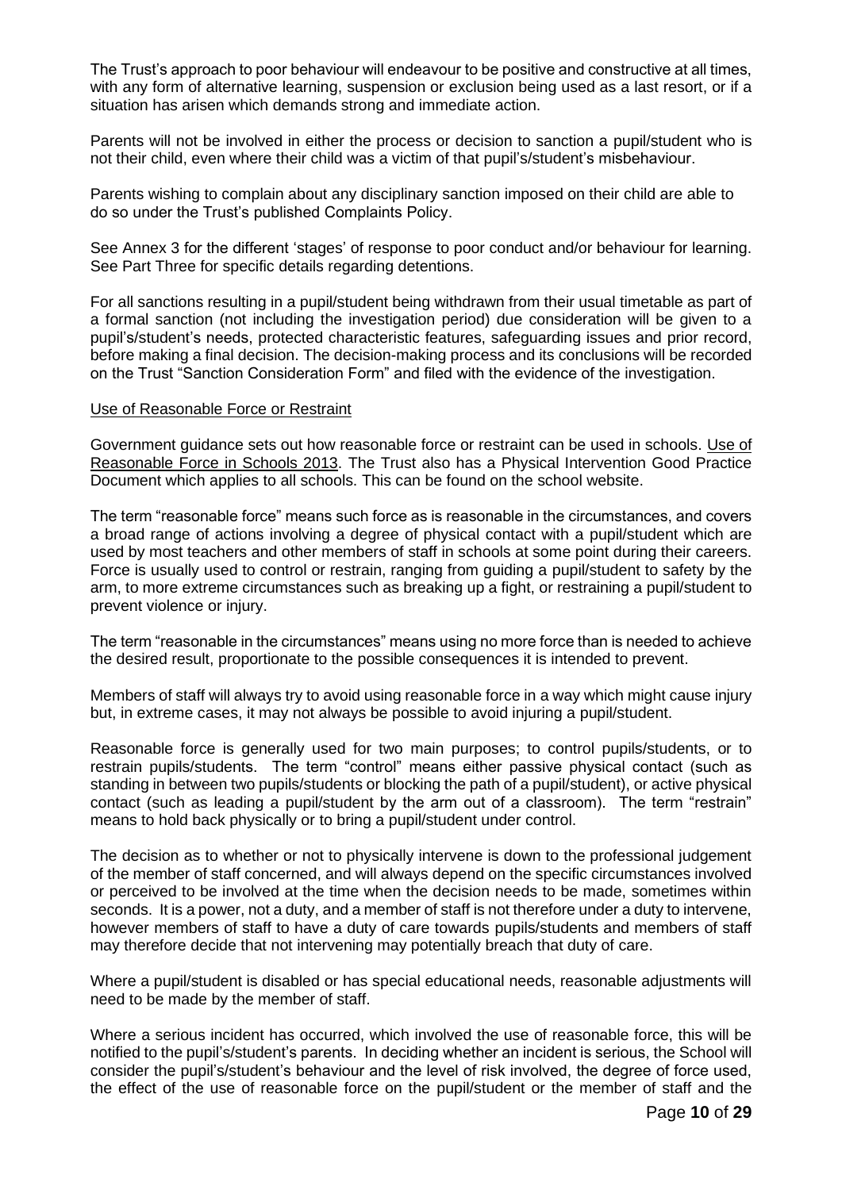The Trust's approach to poor behaviour will endeavour to be positive and constructive at all times, with any form of alternative learning, suspension or exclusion being used as a last resort, or if a situation has arisen which demands strong and immediate action.

Parents will not be involved in either the process or decision to sanction a pupil/student who is not their child, even where their child was a victim of that pupil's/student's misbehaviour.

Parents wishing to complain about any disciplinary sanction imposed on their child are able to do so under the Trust's published Complaints Policy.

See Annex 3 for the different 'stages' of response to poor conduct and/or behaviour for learning. See Part Three for specific details regarding detentions.

For all sanctions resulting in a pupil/student being withdrawn from their usual timetable as part of a formal sanction (not including the investigation period) due consideration will be given to a pupil's/student's needs, protected characteristic features, safeguarding issues and prior record, before making a final decision. The decision-making process and its conclusions will be recorded on the Trust "Sanction Consideration Form" and filed with the evidence of the investigation.

Use of Reasonable Force or Restraint

Government guidance sets out how reasonable force or restraint can be used in schools. Use of Reasonable Force in Schools 2013. The Trust also has a Physical Intervention Good Practice Document which applies to all schools. This can be found on the school website.

The term "reasonable force" means such force as is reasonable in the circumstances, and covers a broad range of actions involving a degree of physical contact with a pupil/student which are used by most teachers and other members of staff in schools at some point during their careers. Force is usually used to control or restrain, ranging from guiding a pupil/student to safety by the arm, to more extreme circumstances such as breaking up a fight, or restraining a pupil/student to prevent violence or injury.

The term "reasonable in the circumstances" means using no more force than is needed to achieve the desired result, proportionate to the possible consequences it is intended to prevent.

Members of staff will always try to avoid using reasonable force in a way which might cause injury but, in extreme cases, it may not always be possible to avoid injuring a pupil/student.

Reasonable force is generally used for two main purposes; to control pupils/students, or to restrain pupils/students. The term "control" means either passive physical contact (such as standing in between two pupils/students or blocking the path of a pupil/student), or active physical contact (such as leading a pupil/student by the arm out of a classroom). The term "restrain" means to hold back physically or to bring a pupil/student under control.

The decision as to whether or not to physically intervene is down to the professional judgement of the member of staff concerned, and will always depend on the specific circumstances involved or perceived to be involved at the time when the decision needs to be made, sometimes within seconds. It is a power, not a duty, and a member of staff is not therefore under a duty to intervene, however members of staff to have a duty of care towards pupils/students and members of staff may therefore decide that not intervening may potentially breach that duty of care.

Where a pupil/student is disabled or has special educational needs, reasonable adjustments will need to be made by the member of staff.

Where a serious incident has occurred, which involved the use of reasonable force, this will be notified to the pupil's/student's parents. In deciding whether an incident is serious, the School will consider the pupil's/student's behaviour and the level of risk involved, the degree of force used, the effect of the use of reasonable force on the pupil/student or the member of staff and the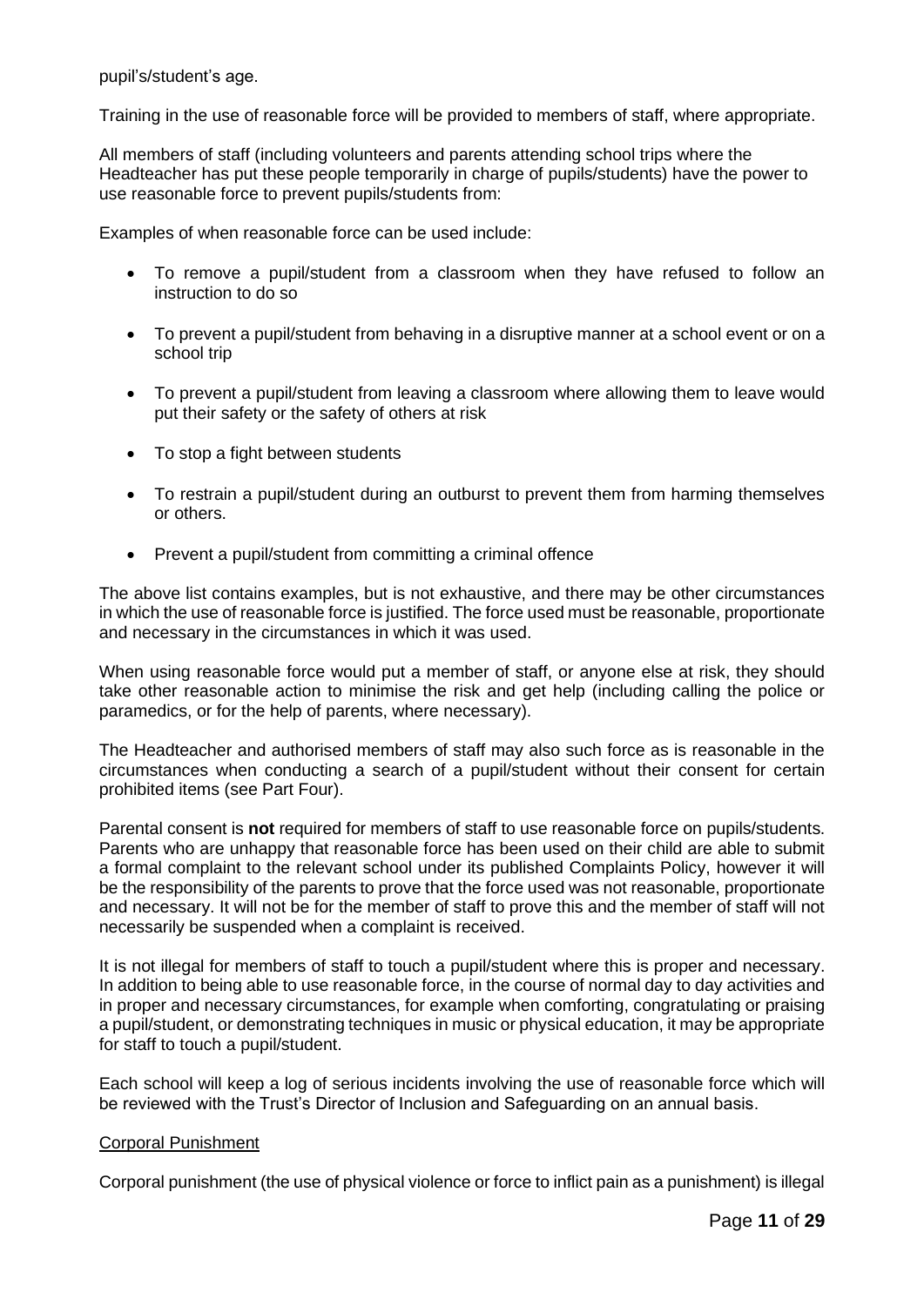pupil's/student's age.

Training in the use of reasonable force will be provided to members of staff, where appropriate.

All members of staff (including volunteers and parents attending school trips where the Headteacher has put these people temporarily in charge of pupils/students) have the power to use reasonable force to prevent pupils/students from:

Examples of when reasonable force can be used include:

- To remove a pupil/student from a classroom when they have refused to follow an instruction to do so
- To prevent a pupil/student from behaving in a disruptive manner at a school event or on a school trip
- To prevent a pupil/student from leaving a classroom where allowing them to leave would put their safety or the safety of others at risk
- To stop a fight between students
- To restrain a pupil/student during an outburst to prevent them from harming themselves or others.
- Prevent a pupil/student from committing a criminal offence

The above list contains examples, but is not exhaustive, and there may be other circumstances in which the use of reasonable force is justified. The force used must be reasonable, proportionate and necessary in the circumstances in which it was used.

When using reasonable force would put a member of staff, or anyone else at risk, they should take other reasonable action to minimise the risk and get help (including calling the police or paramedics, or for the help of parents, where necessary).

The Headteacher and authorised members of staff may also such force as is reasonable in the circumstances when conducting a search of a pupil/student without their consent for certain prohibited items (see Part Four).

Parental consent is **not** required for members of staff to use reasonable force on pupils/students. Parents who are unhappy that reasonable force has been used on their child are able to submit a formal complaint to the relevant school under its published Complaints Policy, however it will be the responsibility of the parents to prove that the force used was not reasonable, proportionate and necessary. It will not be for the member of staff to prove this and the member of staff will not necessarily be suspended when a complaint is received.

It is not illegal for members of staff to touch a pupil/student where this is proper and necessary. In addition to being able to use reasonable force, in the course of normal day to day activities and in proper and necessary circumstances, for example when comforting, congratulating or praising a pupil/student, or demonstrating techniques in music or physical education, it may be appropriate for staff to touch a pupil/student.

Each school will keep a log of serious incidents involving the use of reasonable force which will be reviewed with the Trust's Director of Inclusion and Safeguarding on an annual basis.

Corporal Punishment

Corporal punishment (the use of physical violence or force to inflict pain as a punishment) is illegal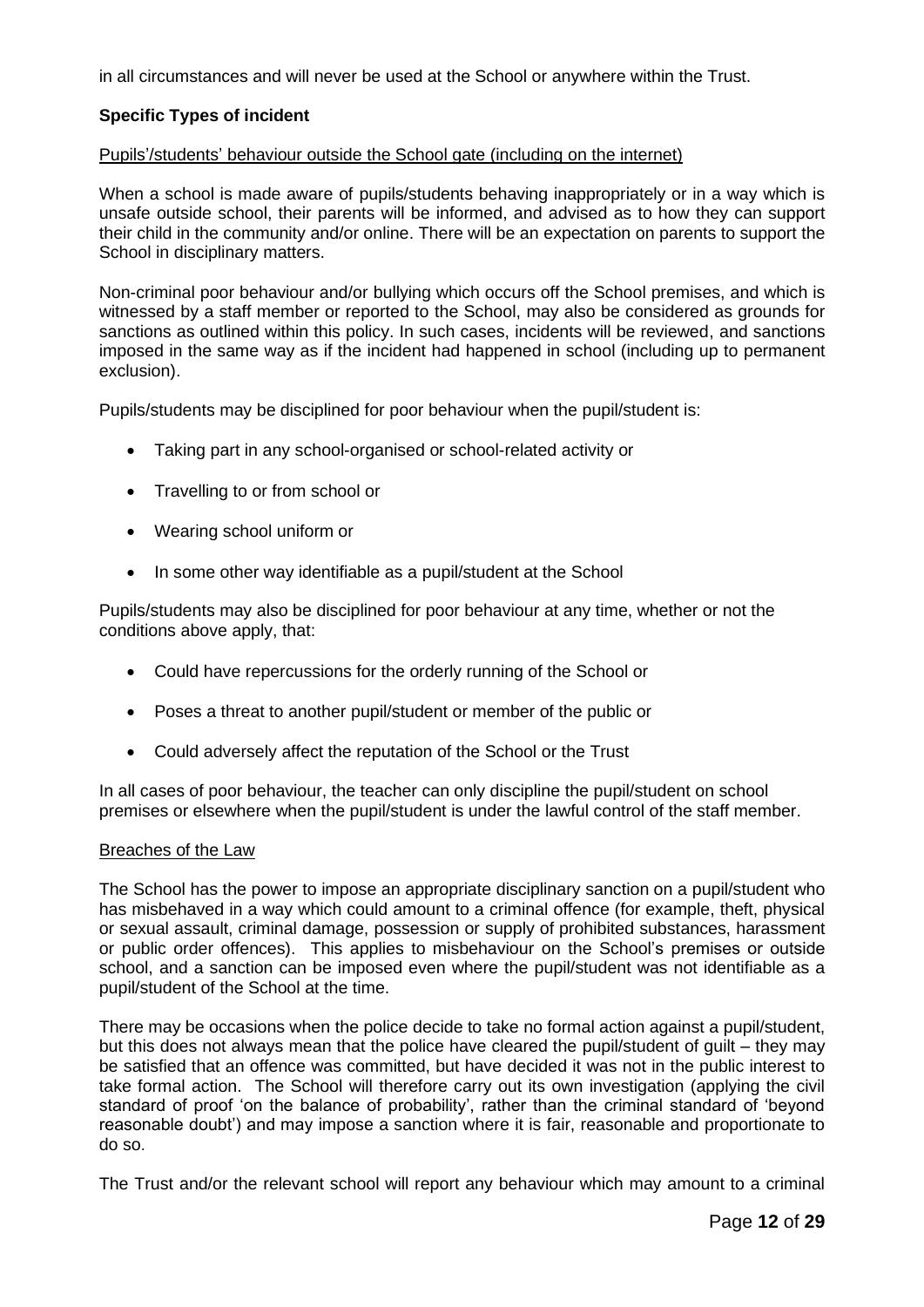in all circumstances and will never be used at the School or anywhere within the Trust.

### Specific Types of incident

Pupils'/students' behaviour outside the School gate (including on the internet)

When a school is made aware of pupils/students behaving inappropriately or in a way which is unsafe outside school, their parents will be informed, and advised as to how they can support their child in the community and/or online. There will be an expectation on parents to support the School in disciplinary matters.

Non-criminal poor behaviour and/or bullying which occurs off the School premises, and which is witnessed by a staff member or reported to the School, may also be considered as grounds for sanctions as outlined within this policy. In such cases, incidents will be reviewed, and sanctions imposed in the same way as if the incident had happened in school (including up to permanent exclusion).

Pupils/students may be disciplined for poor behaviour when the pupil/student is:

- Taking part in any school-organised or school-related activity or
- Travelling to or from school or
- Wearing school uniform or
- In some other way identifiable as a pupil/student at the School

Pupils/students may also be disciplined for poor behaviour at any time, whether or not the conditions above apply, that:

- Could have repercussions for the orderly running of the School or
- Poses a threat to another pupil/student or member of the public or
- Could adversely affect the reputation of the School or the Trust

In all cases of poor behaviour, the teacher can only discipline the pupil/student on school premises or elsewhere when the pupil/student is under the lawful control of the staff member.

Breaches of the Law

The School has the power to impose an appropriate disciplinary sanction on a pupil/student who has misbehaved in a way which could amount to a criminal offence (for example, theft, physical or sexual assault, criminal damage, possession or supply of prohibited substances, harassment or public order offences). This applies to misbehaviour on the School's premises or outside school, and a sanction can be imposed even where the pupil/student was not identifiable as a pupil/student of the School at the time.

There may be occasions when the police decide to take no formal action against a pupil/student, but this does not always mean that the police have cleared the pupil/student of guilt – they may be satisfied that an offence was committed, but have decided it was not in the public interest to take formal action. The School will therefore carry out its own investigation (applying the civil standard of proof 'on the balance of probability', rather than the criminal standard of 'beyond reasonable doubt') and may impose a sanction where it is fair, reasonable and proportionate to do so.

The Trust and/or the relevant school will report any behaviour which may amount to a criminal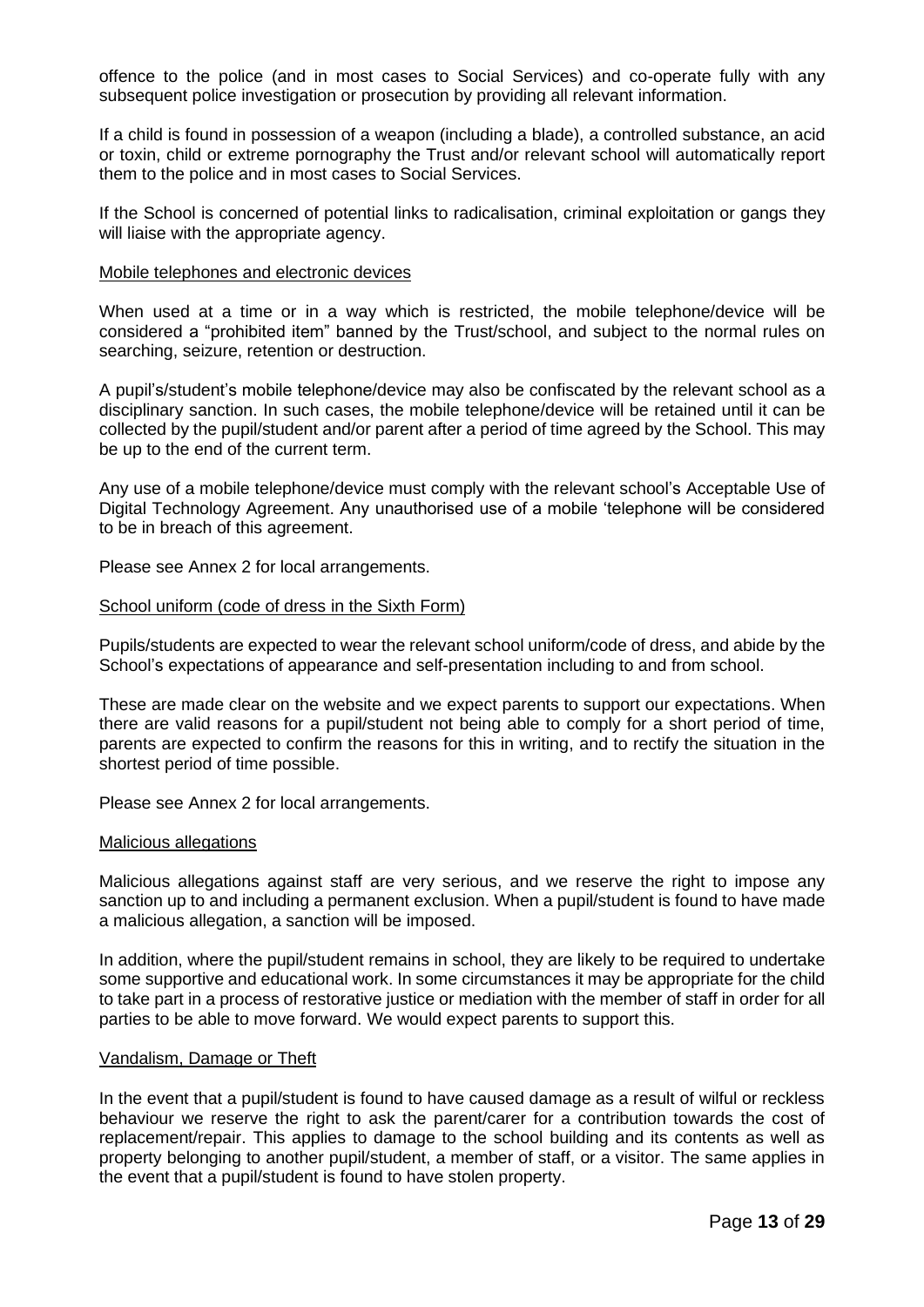offence to the police (and in most cases to Social Services) and co-operate fully with any subsequent police investigation or prosecution by providing all relevant information.

If a child is found in possession of a weapon (including a blade), a controlled substance, an acid or toxin, child or extreme pornography the Trust and/or relevant school will automatically report them to the police and in most cases to Social Services.

If the School is concerned of potential links to radicalisation, criminal exploitation or gangs they will liaise with the appropriate agency.

### Mobile telephones and electronic devices

When used at a time or in a way which is restricted, the mobile telephone/device will be considered a "prohibited item" banned by the Trust/school, and subject to the normal rules on searching, seizure, retention or destruction.

A pupil's/student's mobile telephone/device may also be confiscated by the relevant school as a disciplinary sanction. In such cases, the mobile telephone/device will be retained until it can be collected by the pupil/student and/or parent after a period of time agreed by the School. This may be up to the end of the current term.

Any use of a mobile telephone/device must comply with the relevant school's Acceptable Use of Digital Technology Agreement. Any unauthorised use of a mobile 'telephone will be considered to be in breach of this agreement.

Please see Annex 2 for local arrangements.

### School uniform (code of dress in the Sixth Form)

Pupils/students are expected to wear the relevant school uniform/code of dress, and abide by the School's expectations of appearance and self-presentation including to and from school.

These are made clear on the website and we expect parents to support our expectations. When there are valid reasons for a pupil/student not being able to comply for a short period of time, parents are expected to confirm the reasons for this in writing, and to rectify the situation in the shortest period of time possible.

Please see Annex 2 for local arrangements.

### Malicious allegations

Malicious allegations against staff are very serious, and we reserve the right to impose any sanction up to and including a permanent exclusion. When a pupil/student is found to have made a malicious allegation, a sanction will be imposed.

In addition, where the pupil/student remains in school, they are likely to be required to undertake some supportive and educational work. In some circumstances it may be appropriate for the child to take part in a process of restorative justice or mediation with the member of staff in order for all parties to be able to move forward. We would expect parents to support this.

### Vandalism, Damage or Theft

In the event that a pupil/student is found to have caused damage as a result of wilful or reckless behaviour we reserve the right to ask the parent/carer for a contribution towards the cost of replacement/repair. This applies to damage to the school building and its contents as well as property belonging to another pupil/student, a member of staff, or a visitor. The same applies in the event that a pupil/student is found to have stolen property.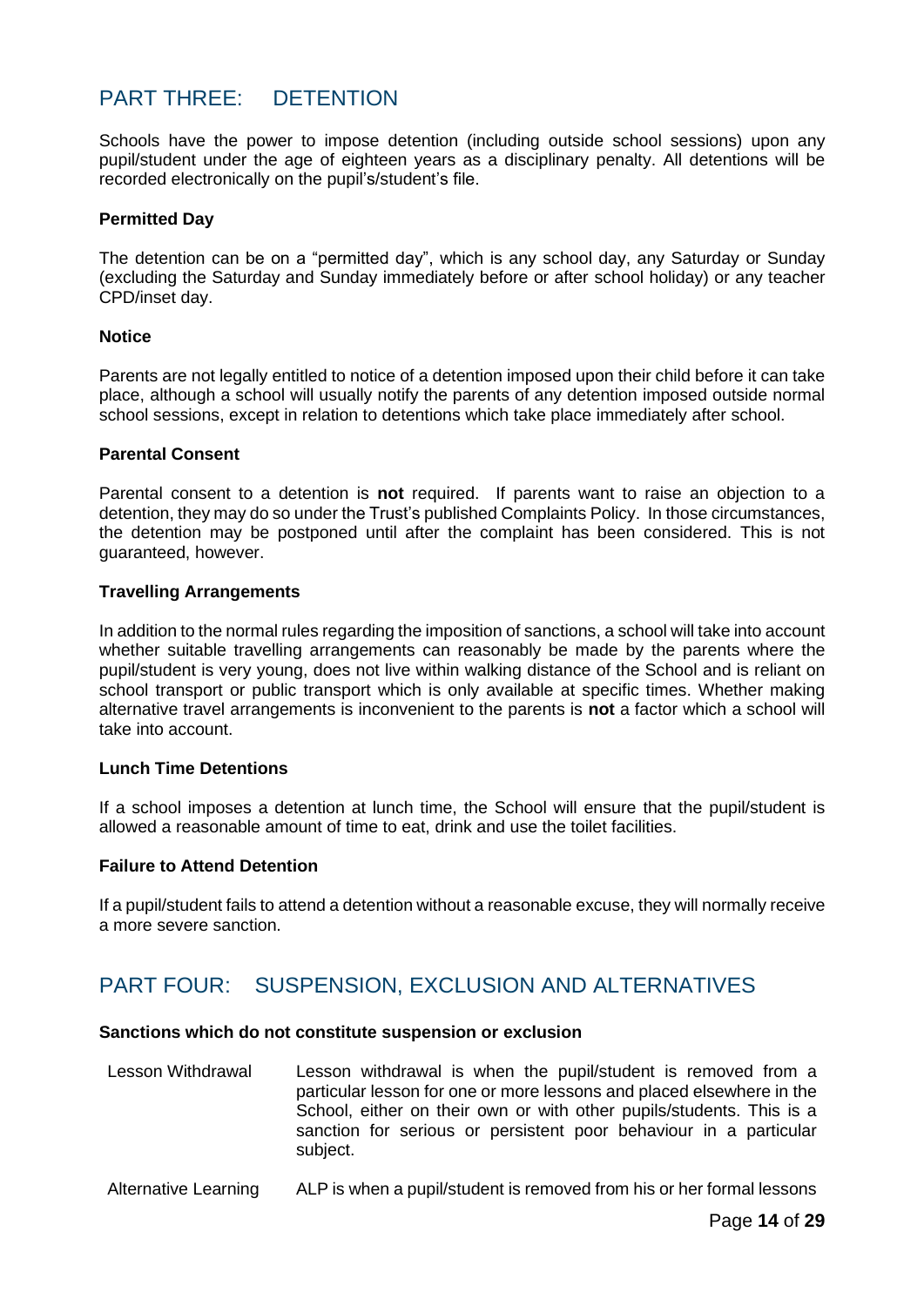## PART THREE: DETENTION

Schools have the power to impose detention (including outside school sessions) upon any pupil/student under the age of eighteen years as a disciplinary penalty. All detentions will be recorded electronically on the pupil's/student's file.

**Permitted Day**

The detention can be on a "permitted day", which is any school day, any Saturday or Sunday (excluding the Saturday and Sunday immediately before or after school holiday) or any teacher CPD/inset day.

**Notice**

Parents are not legally entitled to notice of a detention imposed upon their child before it can take place, although a school will usually notify the parents of any detention imposed outside normal school sessions, except in relation to detentions which take place immediately after school.

**Parental Consent**

Parental consent to a detention is **not** required. If parents want to raise an objection to a detention, they may do so under the Trust's published Complaints Policy. In those circumstances, the detention may be postponed until after the complaint has been considered. This is not guaranteed, however.

**Travelling Arrangements**

In addition to the normal rules regarding the imposition of sanctions, a school will take into account whether suitable travelling arrangements can reasonably be made by the parents where the pupil/student is very young, does not live within walking distance of the School and is reliant on school transport or public transport which is only available at specific times. Whether making alternative travel arrangements is inconvenient to the parents is **not** a factor which a school will take into account.

**Lunch Time Detentions**

If a school imposes a detention at lunch time, the School will ensure that the pupil/student is allowed a reasonable amount of time to eat, drink and use the toilet facilities.

**Failure to Attend Detention**

If a pupil/student fails to attend a detention without a reasonable excuse, they will normally receive a more severe sanction.

## PART FOUR: SUSPENSION, EXCLUSION AND ALTERNATIVES

**Sanctions which do not constitute suspension or exclusion**

| | |
|---|---|
| Lesson Withdrawal | Lesson withdrawal is when the pupil/student is removed from a particular lesson for one or more lessons and placed elsewhere in the School, either on their own or with other pupils/students. This is a sanction for serious or persistent poor behaviour in a particular subject. |
| Alternative Learning | ALP is when a pupil/student is removed from his or her formal lessons |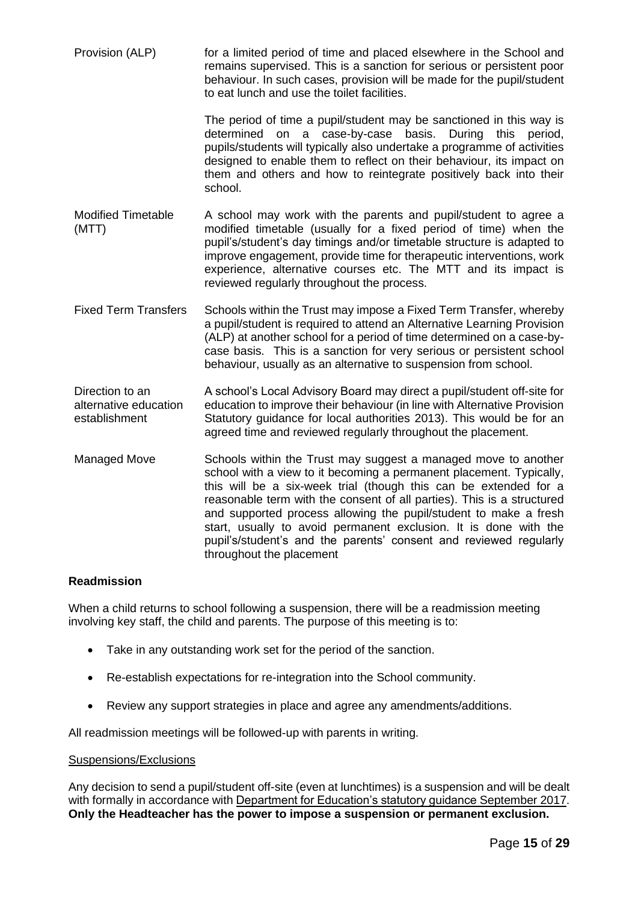| | |
|---|---|
| Provision (ALP) | for a limited period of time and placed elsewhere in the School and remains supervised. This is a sanction for serious or persistent poor behaviour. In such cases, provision will be made for the pupil/student to eat lunch and use the toilet facilities.<br><br>The period of time a pupil/student may be sanctioned in this way is determined on a case-by-case basis. During this period, pupils/students will typically also undertake a programme of activities designed to enable them to reflect on their behaviour, its impact on them and others and how to reintegrate positively back into their school. |
| Modified Timetable (MTT) | A school may work with the parents and pupil/student to agree a modified timetable (usually for a fixed period of time) when the pupil's/student's day timings and/or timetable structure is adapted to improve engagement, provide time for therapeutic interventions, work experience, alternative courses etc. The MTT and its impact is reviewed regularly throughout the process. |
| Fixed Term Transfers | Schools within the Trust may impose a Fixed Term Transfer, whereby a pupil/student is required to attend an Alternative Learning Provision (ALP) at another school for a period of time determined on a case-by-case basis. This is a sanction for very serious or persistent school behaviour, usually as an alternative to suspension from school. |
| Direction to an alternative education establishment | A school's Local Advisory Board may direct a pupil/student off-site for education to improve their behaviour (in line with Alternative Provision Statutory guidance for local authorities 2013). This would be for an agreed time and reviewed regularly throughout the placement. |
| Managed Move | Schools within the Trust may suggest a managed move to another school with a view to it becoming a permanent placement. Typically, this will be a six-week trial (though this can be extended for a reasonable term with the consent of all parties). This is a structured and supported process allowing the pupil/student to make a fresh start, usually to avoid permanent exclusion. It is done with the pupil's/student's and the parents' consent and reviewed regularly throughout the placement |

**Readmission**

When a child returns to school following a suspension, there will be a readmission meeting involving key staff, the child and parents. The purpose of this meeting is to:

- Take in any outstanding work set for the period of the sanction.
- Re-establish expectations for re-integration into the School community.
- Review any support strategies in place and agree any amendments/additions.

All readmission meetings will be followed-up with parents in writing.

Suspensions/Exclusions

Any decision to send a pupil/student off-site (even at lunchtimes) is a suspension and will be dealt with formally in accordance with Department for Education's statutory guidance September 2017. **Only the Headteacher has the power to impose a suspension or permanent exclusion.**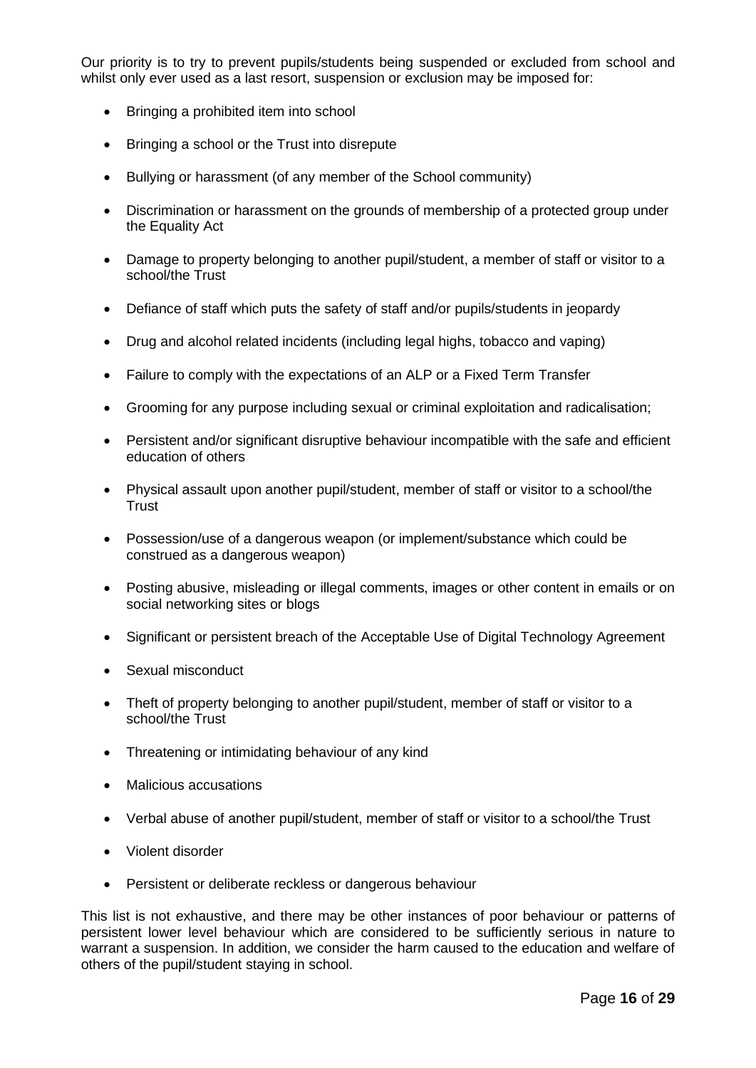Our priority is to try to prevent pupils/students being suspended or excluded from school and whilst only ever used as a last resort, suspension or exclusion may be imposed for:

- Bringing a prohibited item into school
- Bringing a school or the Trust into disrepute
- Bullying or harassment (of any member of the School community)
- Discrimination or harassment on the grounds of membership of a protected group under the Equality Act
- Damage to property belonging to another pupil/student, a member of staff or visitor to a school/the Trust
- Defiance of staff which puts the safety of staff and/or pupils/students in jeopardy
- Drug and alcohol related incidents (including legal highs, tobacco and vaping)
- Failure to comply with the expectations of an ALP or a Fixed Term Transfer
- Grooming for any purpose including sexual or criminal exploitation and radicalisation;
- Persistent and/or significant disruptive behaviour incompatible with the safe and efficient education of others
- Physical assault upon another pupil/student, member of staff or visitor to a school/the Trust
- Possession/use of a dangerous weapon (or implement/substance which could be construed as a dangerous weapon)
- Posting abusive, misleading or illegal comments, images or other content in emails or on social networking sites or blogs
- Significant or persistent breach of the Acceptable Use of Digital Technology Agreement
- Sexual misconduct
- Theft of property belonging to another pupil/student, member of staff or visitor to a school/the Trust
- Threatening or intimidating behaviour of any kind
- Malicious accusations
- Verbal abuse of another pupil/student, member of staff or visitor to a school/the Trust
- Violent disorder
- Persistent or deliberate reckless or dangerous behaviour

This list is not exhaustive, and there may be other instances of poor behaviour or patterns of persistent lower level behaviour which are considered to be sufficiently serious in nature to warrant a suspension. In addition, we consider the harm caused to the education and welfare of others of the pupil/student staying in school.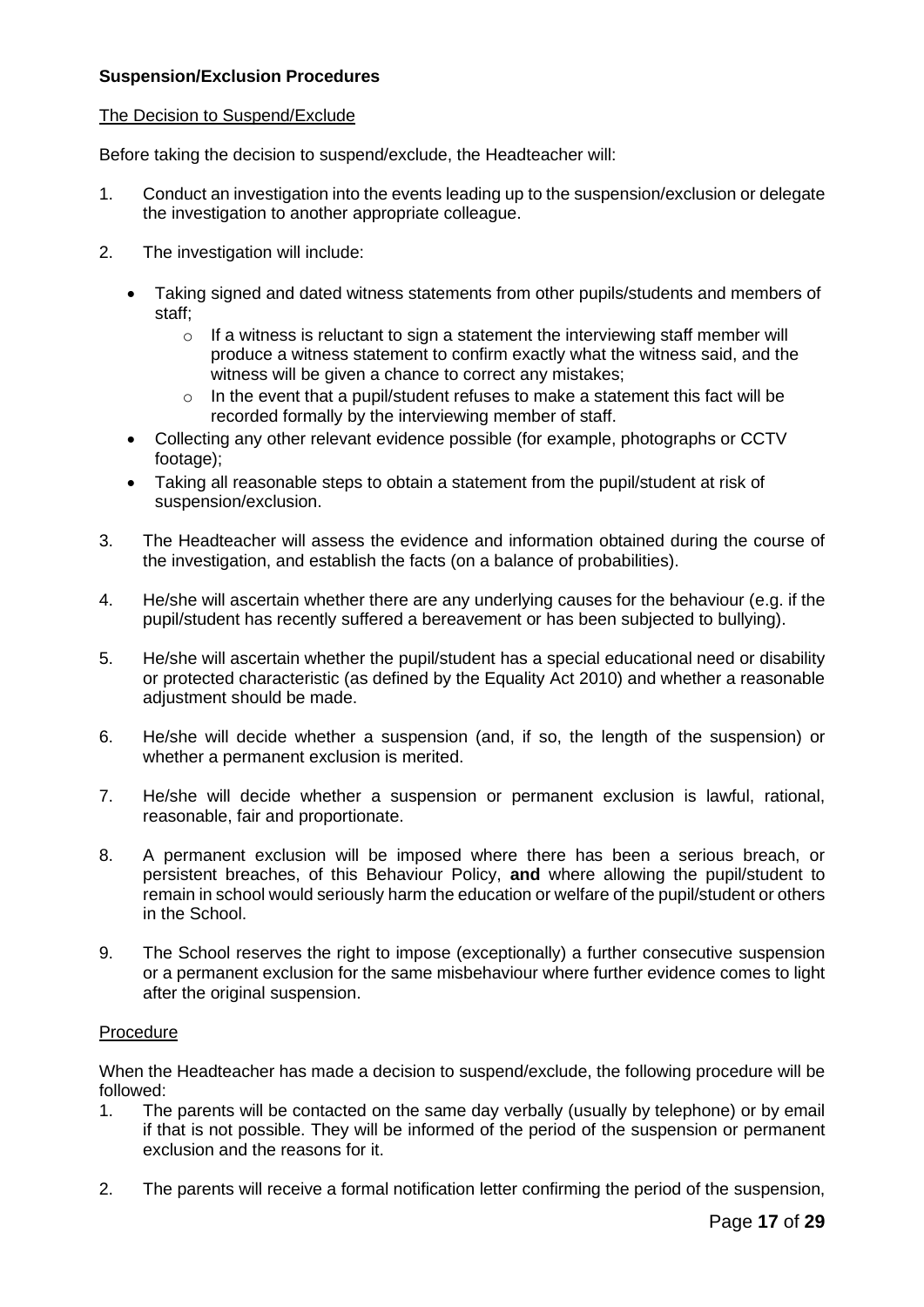**Suspension/Exclusion Procedures**

The Decision to Suspend/Exclude

Before taking the decision to suspend/exclude, the Headteacher will:

1. Conduct an investigation into the events leading up to the suspension/exclusion or delegate the investigation to another appropriate colleague.

2. The investigation will include:

   - Taking signed and dated witness statements from other pupils/students and members of staff;
     - If a witness is reluctant to sign a statement the interviewing staff member will produce a witness statement to confirm exactly what the witness said, and the witness will be given a chance to correct any mistakes;
     - In the event that a pupil/student refuses to make a statement this fact will be recorded formally by the interviewing member of staff.
   - Collecting any other relevant evidence possible (for example, photographs or CCTV footage);
   - Taking all reasonable steps to obtain a statement from the pupil/student at risk of suspension/exclusion.

3. The Headteacher will assess the evidence and information obtained during the course of the investigation, and establish the facts (on a balance of probabilities).

4. He/she will ascertain whether there are any underlying causes for the behaviour (e.g. if the pupil/student has recently suffered a bereavement or has been subjected to bullying).

5. He/she will ascertain whether the pupil/student has a special educational need or disability or protected characteristic (as defined by the Equality Act 2010) and whether a reasonable adjustment should be made.

6. He/she will decide whether a suspension (and, if so, the length of the suspension) or whether a permanent exclusion is merited.

7. He/she will decide whether a suspension or permanent exclusion is lawful, rational, reasonable, fair and proportionate.

8. A permanent exclusion will be imposed where there has been a serious breach, or persistent breaches, of this Behaviour Policy, **and** where allowing the pupil/student to remain in school would seriously harm the education or welfare of the pupil/student or others in the School.

9. The School reserves the right to impose (exceptionally) a further consecutive suspension or a permanent exclusion for the same misbehaviour where further evidence comes to light after the original suspension.

Procedure

When the Headteacher has made a decision to suspend/exclude, the following procedure will be followed:

1. The parents will be contacted on the same day verbally (usually by telephone) or by email if that is not possible. They will be informed of the period of the suspension or permanent exclusion and the reasons for it.

2. The parents will receive a formal notification letter confirming the period of the suspension,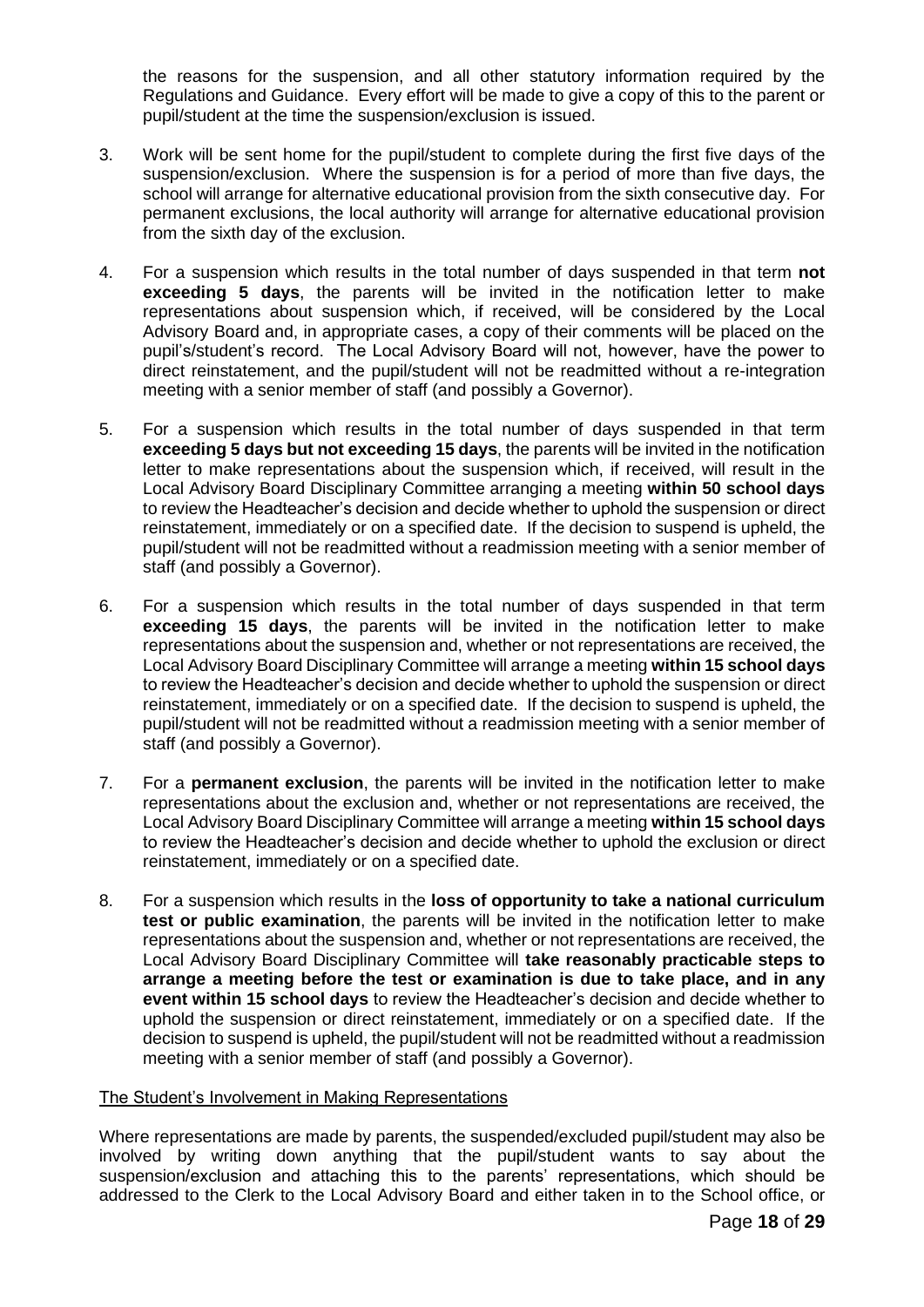the reasons for the suspension, and all other statutory information required by the Regulations and Guidance. Every effort will be made to give a copy of this to the parent or pupil/student at the time the suspension/exclusion is issued.

3. Work will be sent home for the pupil/student to complete during the first five days of the suspension/exclusion. Where the suspension is for a period of more than five days, the school will arrange for alternative educational provision from the sixth consecutive day. For permanent exclusions, the local authority will arrange for alternative educational provision from the sixth day of the exclusion.

4. For a suspension which results in the total number of days suspended in that term **not exceeding 5 days**, the parents will be invited in the notification letter to make representations about suspension which, if received, will be considered by the Local Advisory Board and, in appropriate cases, a copy of their comments will be placed on the pupil's/student's record. The Local Advisory Board will not, however, have the power to direct reinstatement, and the pupil/student will not be readmitted without a re-integration meeting with a senior member of staff (and possibly a Governor).

5. For a suspension which results in the total number of days suspended in that term **exceeding 5 days but not exceeding 15 days**, the parents will be invited in the notification letter to make representations about the suspension which, if received, will result in the Local Advisory Board Disciplinary Committee arranging a meeting **within 50 school days** to review the Headteacher's decision and decide whether to uphold the suspension or direct reinstatement, immediately or on a specified date. If the decision to suspend is upheld, the pupil/student will not be readmitted without a readmission meeting with a senior member of staff (and possibly a Governor).

6. For a suspension which results in the total number of days suspended in that term **exceeding 15 days**, the parents will be invited in the notification letter to make representations about the suspension and, whether or not representations are received, the Local Advisory Board Disciplinary Committee will arrange a meeting **within 15 school days** to review the Headteacher's decision and decide whether to uphold the suspension or direct reinstatement, immediately or on a specified date. If the decision to suspend is upheld, the pupil/student will not be readmitted without a readmission meeting with a senior member of staff (and possibly a Governor).

7. For a **permanent exclusion**, the parents will be invited in the notification letter to make representations about the exclusion and, whether or not representations are received, the Local Advisory Board Disciplinary Committee will arrange a meeting **within 15 school days** to review the Headteacher's decision and decide whether to uphold the exclusion or direct reinstatement, immediately or on a specified date.

8. For a suspension which results in the **loss of opportunity to take a national curriculum test or public examination**, the parents will be invited in the notification letter to make representations about the suspension and, whether or not representations are received, the Local Advisory Board Disciplinary Committee will **take reasonably practicable steps to arrange a meeting before the test or examination is due to take place, and in any event within 15 school days** to review the Headteacher's decision and decide whether to uphold the suspension or direct reinstatement, immediately or on a specified date. If the decision to suspend is upheld, the pupil/student will not be readmitted without a readmission meeting with a senior member of staff (and possibly a Governor).

<u>The Student's Involvement in Making Representations</u>

Where representations are made by parents, the suspended/excluded pupil/student may also be involved by writing down anything that the pupil/student wants to say about the suspension/exclusion and attaching this to the parents' representations, which should be addressed to the Clerk to the Local Advisory Board and either taken in to the School office, or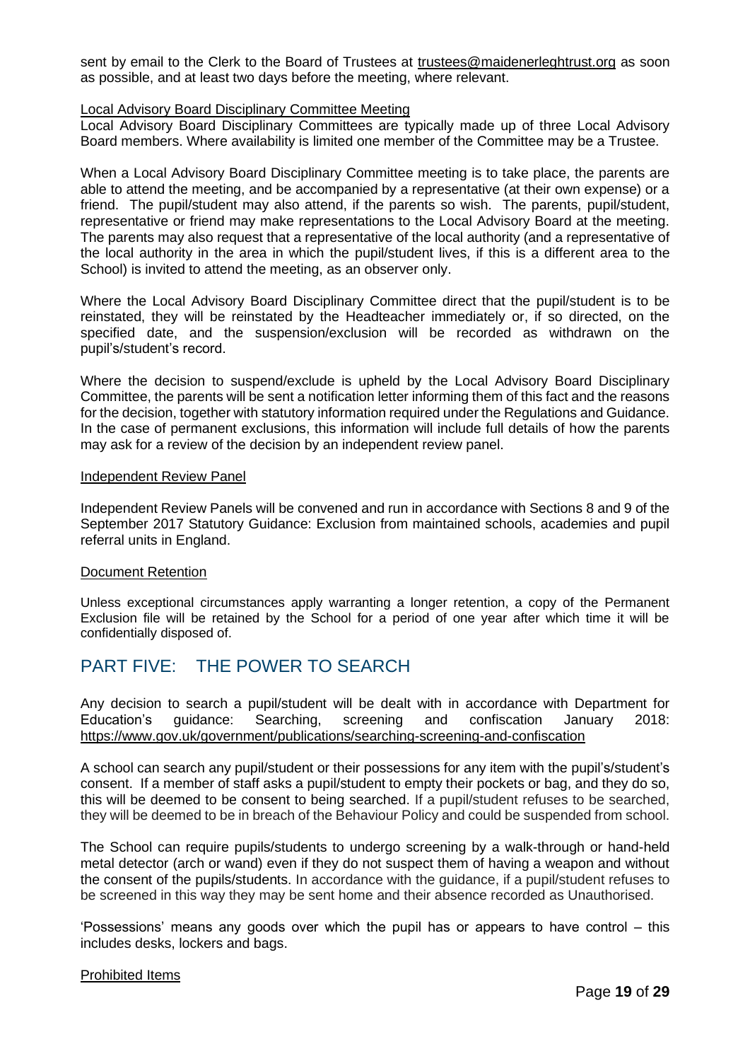sent by email to the Clerk to the Board of Trustees at trustees@maidenerleghtrust.org as soon as possible, and at least two days before the meeting, where relevant.

Local Advisory Board Disciplinary Committee Meeting

Local Advisory Board Disciplinary Committees are typically made up of three Local Advisory Board members. Where availability is limited one member of the Committee may be a Trustee.

When a Local Advisory Board Disciplinary Committee meeting is to take place, the parents are able to attend the meeting, and be accompanied by a representative (at their own expense) or a friend. The pupil/student may also attend, if the parents so wish. The parents, pupil/student, representative or friend may make representations to the Local Advisory Board at the meeting. The parents may also request that a representative of the local authority (and a representative of the local authority in the area in which the pupil/student lives, if this is a different area to the School) is invited to attend the meeting, as an observer only.

Where the Local Advisory Board Disciplinary Committee direct that the pupil/student is to be reinstated, they will be reinstated by the Headteacher immediately or, if so directed, on the specified date, and the suspension/exclusion will be recorded as withdrawn on the pupil's/student's record.

Where the decision to suspend/exclude is upheld by the Local Advisory Board Disciplinary Committee, the parents will be sent a notification letter informing them of this fact and the reasons for the decision, together with statutory information required under the Regulations and Guidance. In the case of permanent exclusions, this information will include full details of how the parents may ask for a review of the decision by an independent review panel.

Independent Review Panel

Independent Review Panels will be convened and run in accordance with Sections 8 and 9 of the September 2017 Statutory Guidance: Exclusion from maintained schools, academies and pupil referral units in England.

Document Retention

Unless exceptional circumstances apply warranting a longer retention, a copy of the Permanent Exclusion file will be retained by the School for a period of one year after which time it will be confidentially disposed of.

## PART FIVE: THE POWER TO SEARCH

Any decision to search a pupil/student will be dealt with in accordance with Department for Education's guidance: Searching, screening and confiscation January 2018: https://www.gov.uk/government/publications/searching-screening-and-confiscation

A school can search any pupil/student or their possessions for any item with the pupil's/student's consent. If a member of staff asks a pupil/student to empty their pockets or bag, and they do so, this will be deemed to be consent to being searched. If a pupil/student refuses to be searched, they will be deemed to be in breach of the Behaviour Policy and could be suspended from school.

The School can require pupils/students to undergo screening by a walk-through or hand-held metal detector (arch or wand) even if they do not suspect them of having a weapon and without the consent of the pupils/students. In accordance with the guidance, if a pupil/student refuses to be screened in this way they may be sent home and their absence recorded as Unauthorised.

'Possessions' means any goods over which the pupil has or appears to have control – this includes desks, lockers and bags.

Prohibited Items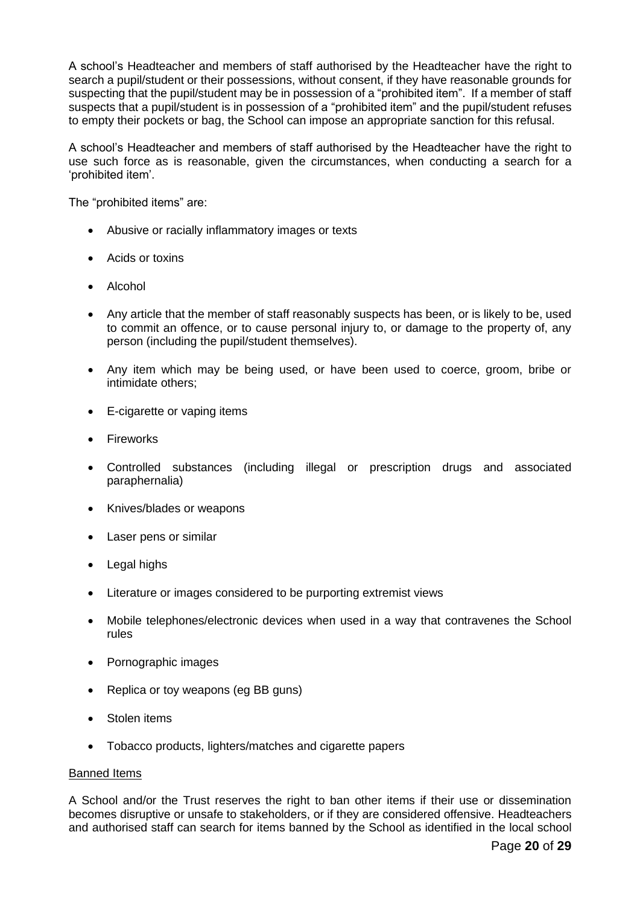A school's Headteacher and members of staff authorised by the Headteacher have the right to search a pupil/student or their possessions, without consent, if they have reasonable grounds for suspecting that the pupil/student may be in possession of a "prohibited item". If a member of staff suspects that a pupil/student is in possession of a "prohibited item" and the pupil/student refuses to empty their pockets or bag, the School can impose an appropriate sanction for this refusal.

A school's Headteacher and members of staff authorised by the Headteacher have the right to use such force as is reasonable, given the circumstances, when conducting a search for a 'prohibited item'.

The "prohibited items" are:

- Abusive or racially inflammatory images or texts
- Acids or toxins
- Alcohol
- Any article that the member of staff reasonably suspects has been, or is likely to be, used to commit an offence, or to cause personal injury to, or damage to the property of, any person (including the pupil/student themselves).
- Any item which may be being used, or have been used to coerce, groom, bribe or intimidate others;
- E-cigarette or vaping items
- Fireworks
- Controlled substances (including illegal or prescription drugs and associated paraphernalia)
- Knives/blades or weapons
- Laser pens or similar
- Legal highs
- Literature or images considered to be purporting extremist views
- Mobile telephones/electronic devices when used in a way that contravenes the School rules
- Pornographic images
- Replica or toy weapons (eg BB guns)
- Stolen items
- Tobacco products, lighters/matches and cigarette papers

<u>Banned Items</u>

A School and/or the Trust reserves the right to ban other items if their use or dissemination becomes disruptive or unsafe to stakeholders, or if they are considered offensive. Headteachers and authorised staff can search for items banned by the School as identified in the local school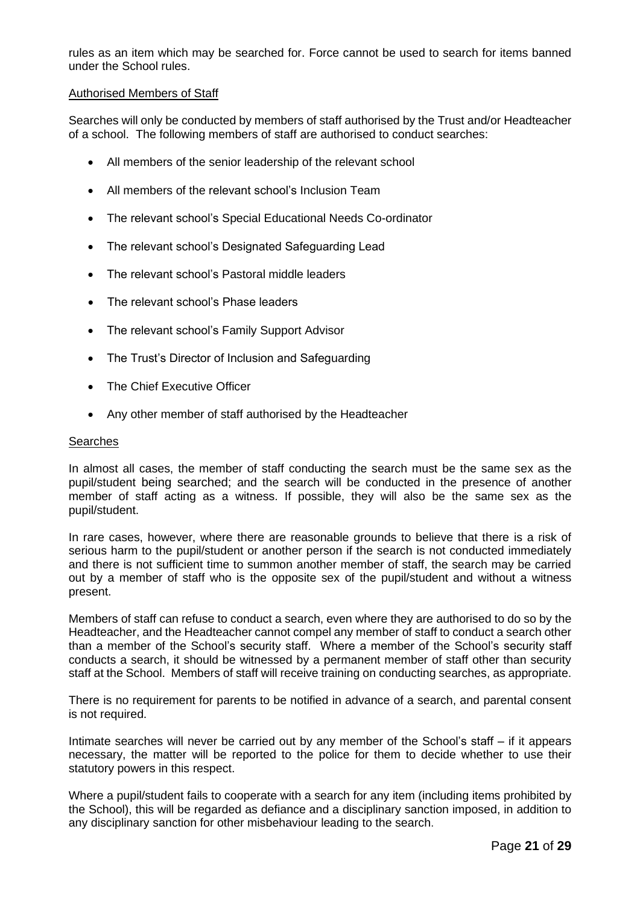rules as an item which may be searched for. Force cannot be used to search for items banned under the School rules.

Authorised Members of Staff

Searches will only be conducted by members of staff authorised by the Trust and/or Headteacher of a school. The following members of staff are authorised to conduct searches:

- All members of the senior leadership of the relevant school
- All members of the relevant school's Inclusion Team
- The relevant school's Special Educational Needs Co-ordinator
- The relevant school's Designated Safeguarding Lead
- The relevant school's Pastoral middle leaders
- The relevant school's Phase leaders
- The relevant school's Family Support Advisor
- The Trust's Director of Inclusion and Safeguarding
- The Chief Executive Officer
- Any other member of staff authorised by the Headteacher

Searches

In almost all cases, the member of staff conducting the search must be the same sex as the pupil/student being searched; and the search will be conducted in the presence of another member of staff acting as a witness. If possible, they will also be the same sex as the pupil/student.

In rare cases, however, where there are reasonable grounds to believe that there is a risk of serious harm to the pupil/student or another person if the search is not conducted immediately and there is not sufficient time to summon another member of staff, the search may be carried out by a member of staff who is the opposite sex of the pupil/student and without a witness present.

Members of staff can refuse to conduct a search, even where they are authorised to do so by the Headteacher, and the Headteacher cannot compel any member of staff to conduct a search other than a member of the School's security staff. Where a member of the School's security staff conducts a search, it should be witnessed by a permanent member of staff other than security staff at the School. Members of staff will receive training on conducting searches, as appropriate.

There is no requirement for parents to be notified in advance of a search, and parental consent is not required.

Intimate searches will never be carried out by any member of the School's staff – if it appears necessary, the matter will be reported to the police for them to decide whether to use their statutory powers in this respect.

Where a pupil/student fails to cooperate with a search for any item (including items prohibited by the School), this will be regarded as defiance and a disciplinary sanction imposed, in addition to any disciplinary sanction for other misbehaviour leading to the search.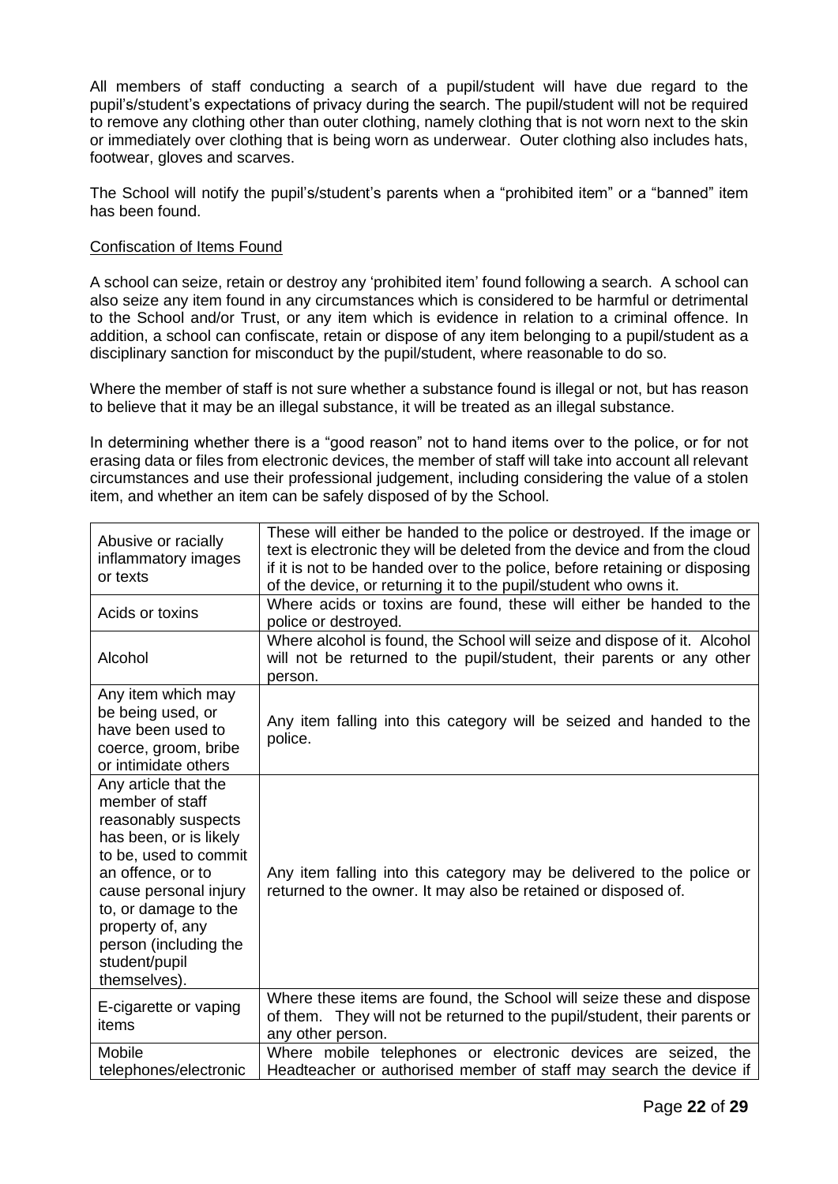All members of staff conducting a search of a pupil/student will have due regard to the pupil's/student's expectations of privacy during the search. The pupil/student will not be required to remove any clothing other than outer clothing, namely clothing that is not worn next to the skin or immediately over clothing that is being worn as underwear. Outer clothing also includes hats, footwear, gloves and scarves.

The School will notify the pupil's/student's parents when a "prohibited item" or a "banned" item has been found.

Confiscation of Items Found

A school can seize, retain or destroy any 'prohibited item' found following a search. A school can also seize any item found in any circumstances which is considered to be harmful or detrimental to the School and/or Trust, or any item which is evidence in relation to a criminal offence. In addition, a school can confiscate, retain or dispose of any item belonging to a pupil/student as a disciplinary sanction for misconduct by the pupil/student, where reasonable to do so.

Where the member of staff is not sure whether a substance found is illegal or not, but has reason to believe that it may be an illegal substance, it will be treated as an illegal substance.

In determining whether there is a "good reason" not to hand items over to the police, or for not erasing data or files from electronic devices, the member of staff will take into account all relevant circumstances and use their professional judgement, including considering the value of a stolen item, and whether an item can be safely disposed of by the School.

| | |
|---|---|
| Abusive or racially inflammatory images or texts | These will either be handed to the police or destroyed. If the image or text is electronic they will be deleted from the device and from the cloud if it is not to be handed over to the police, before retaining or disposing of the device, or returning it to the pupil/student who owns it. |
| Acids or toxins | Where acids or toxins are found, these will either be handed to the police or destroyed. |
| Alcohol | Where alcohol is found, the School will seize and dispose of it. Alcohol will not be returned to the pupil/student, their parents or any other person. |
| Any item which may be being used, or have been used to coerce, groom, bribe or intimidate others | Any item falling into this category will be seized and handed to the police. |
| Any article that the member of staff reasonably suspects has been, or is likely to be, used to commit an offence, or to cause personal injury to, or damage to the property of, any person (including the student/pupil themselves). | Any item falling into this category may be delivered to the police or returned to the owner. It may also be retained or disposed of. |
| E-cigarette or vaping items | Where these items are found, the School will seize these and dispose of them. They will not be returned to the pupil/student, their parents or any other person. |
| Mobile telephones/electronic | Where mobile telephones or electronic devices are seized, the Headteacher or authorised member of staff may search the device if |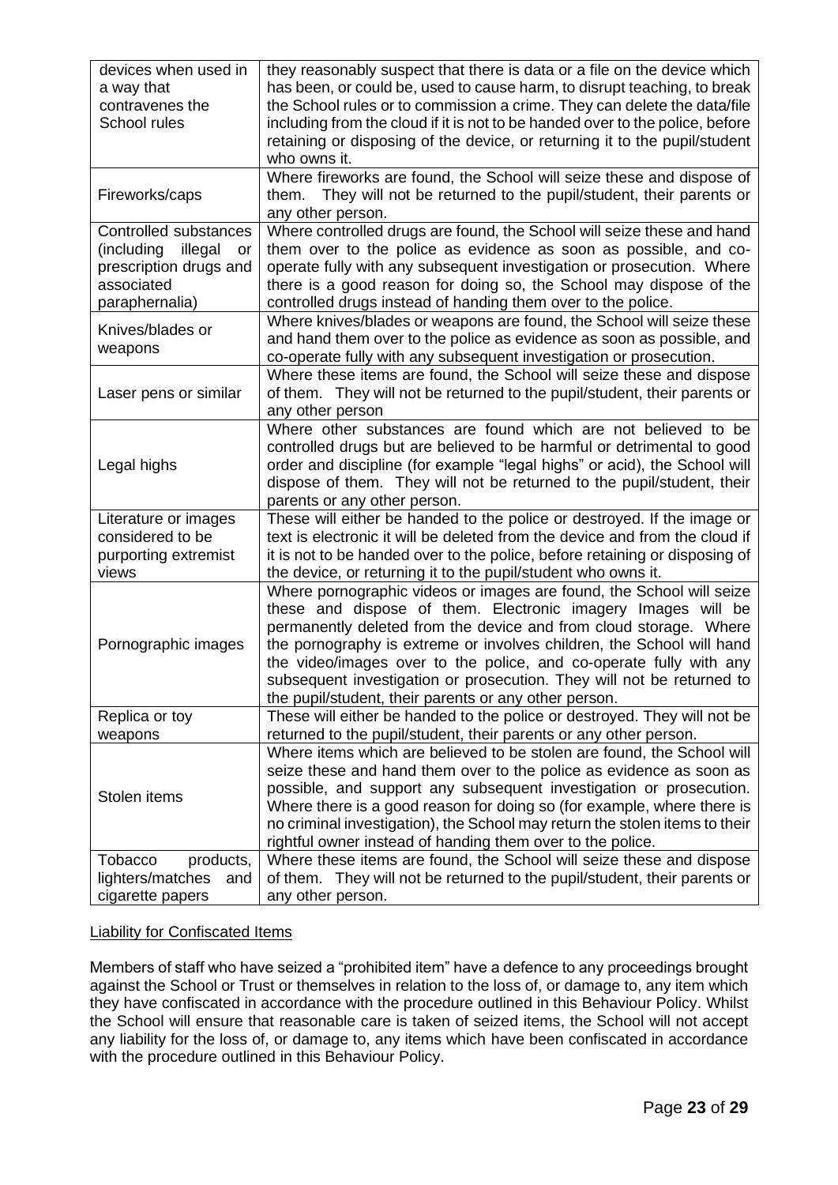| | |
|---|---|
| devices when used in a way that contravenes the School rules | they reasonably suspect that there is data or a file on the device which has been, or could be, used to cause harm, to disrupt teaching, to break the School rules or to commission a crime. They can delete the data/file including from the cloud if it is not to be handed over to the police, before retaining or disposing of the device, or returning it to the pupil/student who owns it. |
| Fireworks/caps | Where fireworks are found, the School will seize these and dispose of them. They will not be returned to the pupil/student, their parents or any other person. |
| Controlled substances (including illegal or prescription drugs and associated paraphernalia) | Where controlled drugs are found, the School will seize these and hand them over to the police as evidence as soon as possible, and co-operate fully with any subsequent investigation or prosecution. Where there is a good reason for doing so, the School may dispose of the controlled drugs instead of handing them over to the police. |
| Knives/blades or weapons | Where knives/blades or weapons are found, the School will seize these and hand them over to the police as evidence as soon as possible, and co-operate fully with any subsequent investigation or prosecution. |
| Laser pens or similar | Where these items are found, the School will seize these and dispose of them. They will not be returned to the pupil/student, their parents or any other person |
| Legal highs | Where other substances are found which are not believed to be controlled drugs but are believed to be harmful or detrimental to good order and discipline (for example "legal highs" or acid), the School will dispose of them. They will not be returned to the pupil/student, their parents or any other person. |
| Literature or images considered to be purporting extremist views | These will either be handed to the police or destroyed. If the image or text is electronic it will be deleted from the device and from the cloud if it is not to be handed over to the police, before retaining or disposing of the device, or returning it to the pupil/student who owns it. |
| Pornographic images | Where pornographic videos or images are found, the School will seize these and dispose of them. Electronic imagery Images will be permanently deleted from the device and from cloud storage. Where the pornography is extreme or involves children, the School will hand the video/images over to the police, and co-operate fully with any subsequent investigation or prosecution. They will not be returned to the pupil/student, their parents or any other person. |
| Replica or toy weapons | These will either be handed to the police or destroyed. They will not be returned to the pupil/student, their parents or any other person. |
| Stolen items | Where items which are believed to be stolen are found, the School will seize these and hand them over to the police as evidence as soon as possible, and support any subsequent investigation or prosecution. Where there is a good reason for doing so (for example, where there is no criminal investigation), the School may return the stolen items to their rightful owner instead of handing them over to the police. |
| Tobacco products, lighters/matches and cigarette papers | Where these items are found, the School will seize these and dispose of them. They will not be returned to the pupil/student, their parents or any other person. |

Liability for Confiscated Items

Members of staff who have seized a "prohibited item" have a defence to any proceedings brought against the School or Trust or themselves in relation to the loss of, or damage to, any item which they have confiscated in accordance with the procedure outlined in this Behaviour Policy. Whilst the School will ensure that reasonable care is taken of seized items, the School will not accept any liability for the loss of, or damage to, any items which have been confiscated in accordance with the procedure outlined in this Behaviour Policy.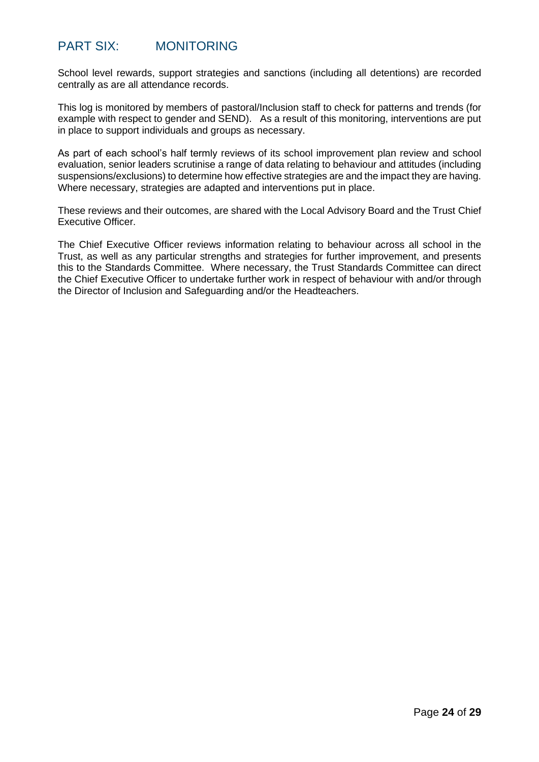## PART SIX: MONITORING

School level rewards, support strategies and sanctions (including all detentions) are recorded centrally as are all attendance records.

This log is monitored by members of pastoral/Inclusion staff to check for patterns and trends (for example with respect to gender and SEND). As a result of this monitoring, interventions are put in place to support individuals and groups as necessary.

As part of each school's half termly reviews of its school improvement plan review and school evaluation, senior leaders scrutinise a range of data relating to behaviour and attitudes (including suspensions/exclusions) to determine how effective strategies are and the impact they are having. Where necessary, strategies are adapted and interventions put in place.

These reviews and their outcomes, are shared with the Local Advisory Board and the Trust Chief Executive Officer.

The Chief Executive Officer reviews information relating to behaviour across all school in the Trust, as well as any particular strengths and strategies for further improvement, and presents this to the Standards Committee. Where necessary, the Trust Standards Committee can direct the Chief Executive Officer to undertake further work in respect of behaviour with and/or through the Director of Inclusion and Safeguarding and/or the Headteachers.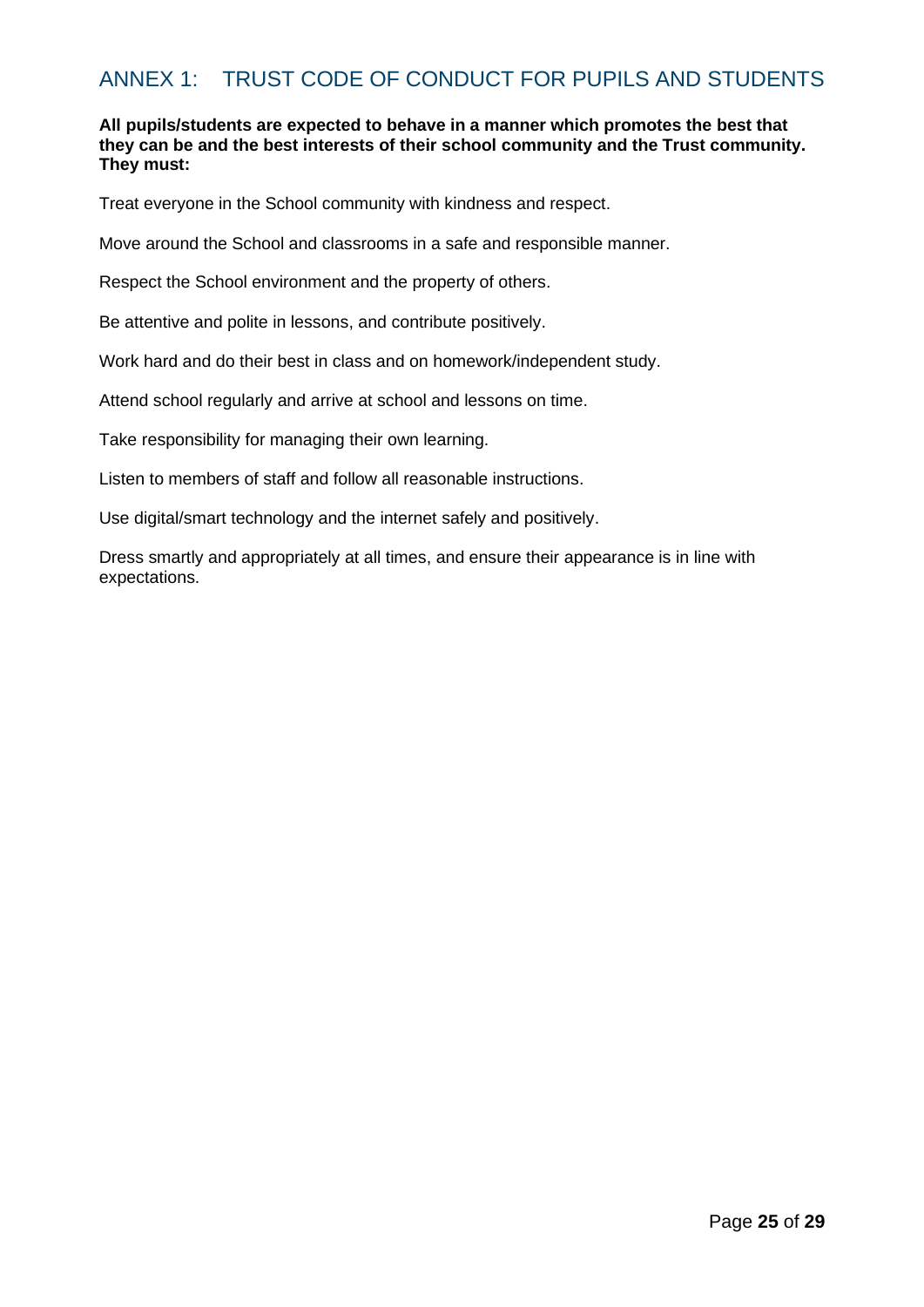## ANNEX 1: TRUST CODE OF CONDUCT FOR PUPILS AND STUDENTS

**All pupils/students are expected to behave in a manner which promotes the best that they can be and the best interests of their school community and the Trust community. They must:**

Treat everyone in the School community with kindness and respect.

Move around the School and classrooms in a safe and responsible manner.

Respect the School environment and the property of others.

Be attentive and polite in lessons, and contribute positively.

Work hard and do their best in class and on homework/independent study.

Attend school regularly and arrive at school and lessons on time.

Take responsibility for managing their own learning.

Listen to members of staff and follow all reasonable instructions.

Use digital/smart technology and the internet safely and positively.

Dress smartly and appropriately at all times, and ensure their appearance is in line with expectations.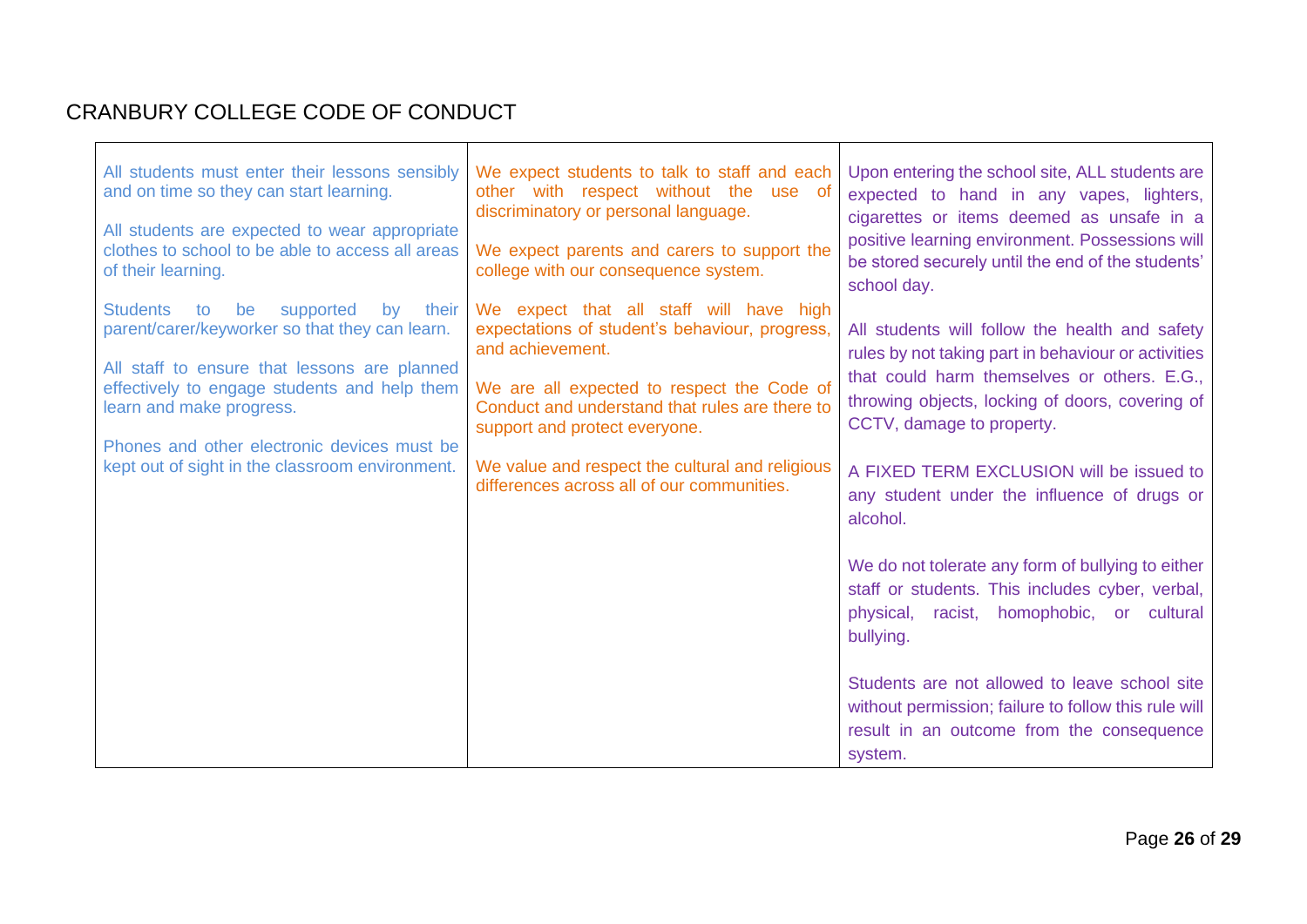# CRANBURY COLLEGE CODE OF CONDUCT

| | | |
|---|---|---|
| All students must enter their lessons sensibly and on time so they can start learning.<br><br>All students are expected to wear appropriate clothes to school to be able to access all areas of their learning.<br><br>Students to be supported by their parent/carer/keyworker so that they can learn.<br><br>All staff to ensure that lessons are planned effectively to engage students and help them learn and make progress.<br><br>Phones and other electronic devices must be kept out of sight in the classroom environment. | We expect students to talk to staff and each other with respect without the use of discriminatory or personal language.<br><br>We expect parents and carers to support the college with our consequence system.<br><br>We expect that all staff will have high expectations of student's behaviour, progress, and achievement.<br><br>We are all expected to respect the Code of Conduct and understand that rules are there to support and protect everyone.<br><br>We value and respect the cultural and religious differences across all of our communities. | Upon entering the school site, ALL students are expected to hand in any vapes, lighters, cigarettes or items deemed as unsafe in a positive learning environment. Possessions will be stored securely until the end of the students' school day.<br><br>All students will follow the health and safety rules by not taking part in behaviour or activities that could harm themselves or others. E.G., throwing objects, locking of doors, covering of CCTV, damage to property.<br><br>A FIXED TERM EXCLUSION will be issued to any student under the influence of drugs or alcohol.<br><br>We do not tolerate any form of bullying to either staff or students. This includes cyber, verbal, physical, racist, homophobic, or cultural bullying.<br><br>Students are not allowed to leave school site without permission; failure to follow this rule will result in an outcome from the consequence system. |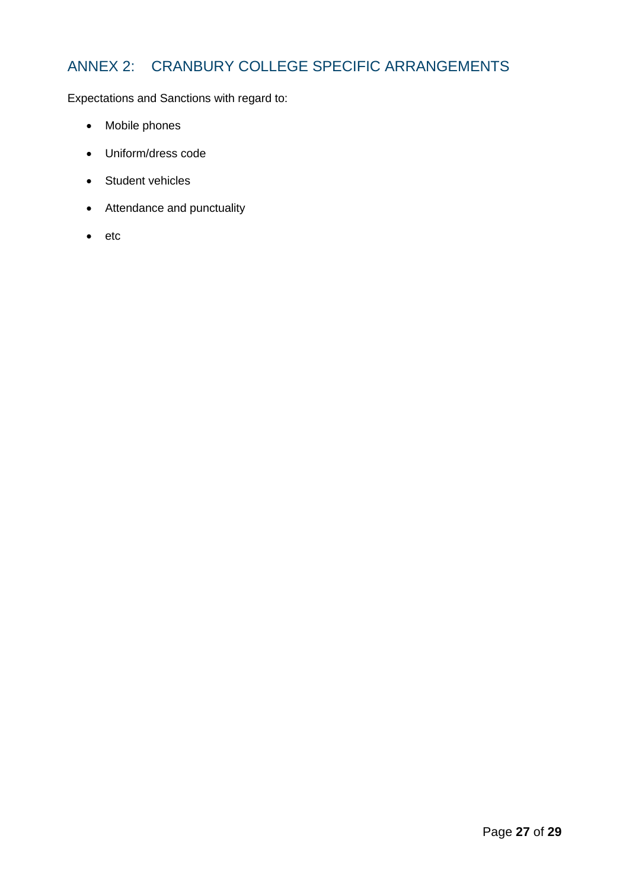## ANNEX 2: CRANBURY COLLEGE SPECIFIC ARRANGEMENTS

Expectations and Sanctions with regard to:

- Mobile phones
- Uniform/dress code
- Student vehicles
- Attendance and punctuality
- etc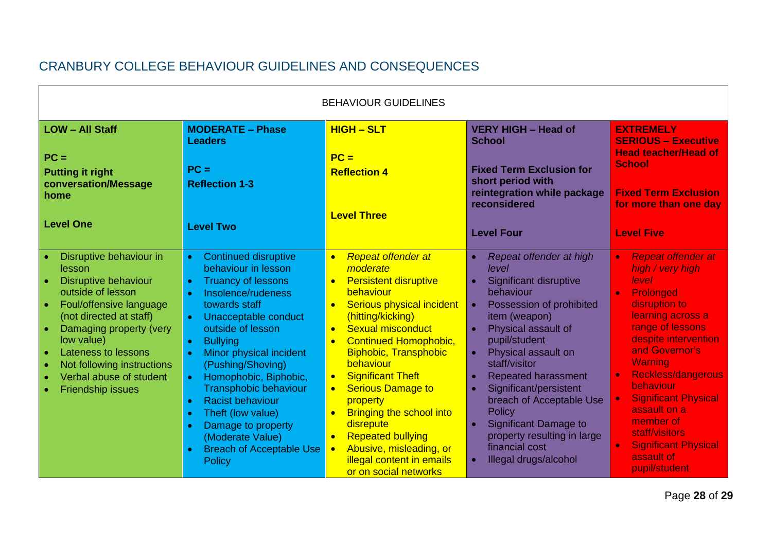# CRANBURY COLLEGE BEHAVIOUR GUIDELINES AND CONSEQUENCES

| BEHAVIOUR GUIDELINES | | | | |
|---|---|---|---|---|
| **LOW – All Staff**<br><br>**PC =**<br>**Putting it right conversation/Message home**<br><br>**Level One** | **MODERATE – Phase Leaders**<br><br>**PC =**<br>**Reflection 1-3**<br><br>**Level Two** | **HIGH – SLT**<br><br>**PC =**<br>**Reflection 4**<br><br>**Level Three** | **VERY HIGH – Head of School**<br><br>**Fixed Term Exclusion for short period with reintegration while package reconsidered**<br><br>**Level Four** | **EXTREMELY SERIOUS – Executive Head teacher/Head of School**<br><br>**Fixed Term Exclusion for more than one day**<br><br>**Level Five** |
| • Disruptive behaviour in lesson<br>• Disruptive behaviour outside of lesson<br>• Foul/offensive language (not directed at staff)<br>• Damaging property (very low value)<br>• Lateness to lessons<br>• Not following instructions<br>• Verbal abuse of student<br>• Friendship issues | • Continued disruptive behaviour in lesson<br>• Truancy of lessons<br>• Insolence/rudeness towards staff<br>• Unacceptable conduct outside of lesson<br>• Bullying<br>• Minor physical incident (Pushing/Shoving)<br>• Homophobic, Biphobic, Transphobic behaviour<br>• Racist behaviour<br>• Theft (low value)<br>• Damage to property (Moderate Value)<br>• Breach of Acceptable Use Policy | • *Repeat offender at moderate*<br>• Persistent disruptive behaviour<br>• Serious physical incident (hitting/kicking)<br>• Sexual misconduct<br>• Continued Homophobic, Biphobic, Transphobic behaviour<br>• Significant Theft<br>• Serious Damage to property<br>• Bringing the school into disrepute<br>• Repeated bullying<br>• Abusive, misleading, or illegal content in emails or on social networks | • *Repeat offender at high level*<br>• Significant disruptive behaviour<br>• Possession of prohibited item (weapon)<br>• Physical assault of pupil/student<br>• Physical assault on staff/visitor<br>• Repeated harassment<br>• Significant/persistent breach of Acceptable Use Policy<br>• Significant Damage to property resulting in large financial cost<br>• Illegal drugs/alcohol | • *Repeat offender at high / very high level*<br>• Prolonged disruption to learning across a range of lessons despite intervention and Governor's Warning<br>• Reckless/dangerous behaviour<br>• Significant Physical assault on a member of staff/visitors<br>• Significant Physical assault of pupil/student |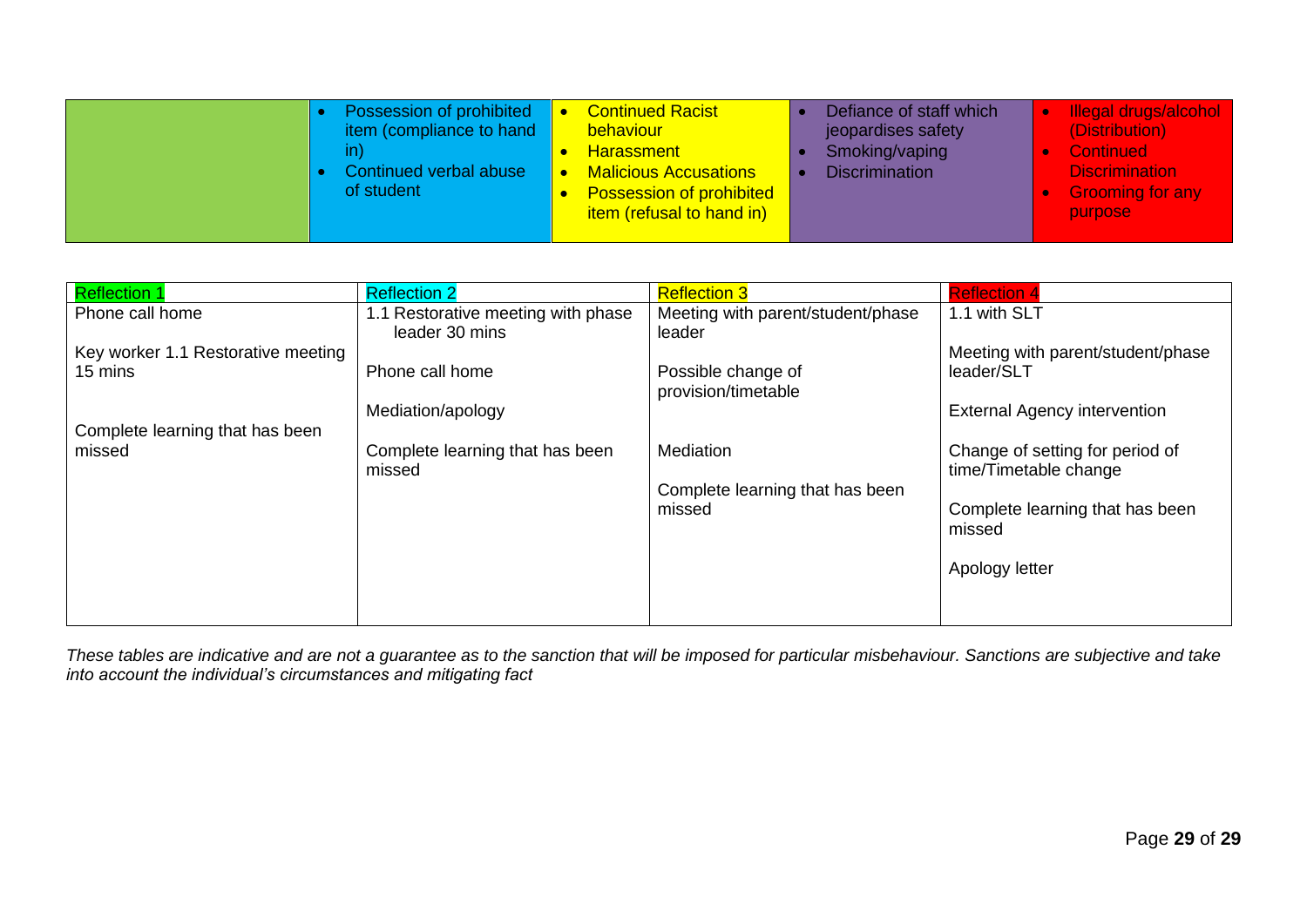| | | | | |
|---|---|---|---|---|
| | • Possession of prohibited item (compliance to hand in)<br>• Continued verbal abuse of student | • Continued Racist behaviour<br>• Harassment<br>• Malicious Accusations<br>• Possession of prohibited item (refusal to hand in) | • Defiance of staff which jeopardises safety<br>• Smoking/vaping<br>• Discrimination | • Illegal drugs/alcohol (Distribution)<br>• Continued Discrimination<br>• Grooming for any purpose |

| Reflection 1 | Reflection 2 | Reflection 3 | Reflection 4 |
|---|---|---|---|
| Phone call home<br><br>Key worker 1.1 Restorative meeting 15 mins<br><br>Complete learning that has been missed | 1.1 Restorative meeting with phase leader 30 mins<br><br>Phone call home<br><br>Mediation/apology<br><br>Complete learning that has been missed | Meeting with parent/student/phase leader<br><br>Possible change of provision/timetable<br><br>Mediation<br><br>Complete learning that has been missed | 1.1 with SLT<br><br>Meeting with parent/student/phase leader/SLT<br><br>External Agency intervention<br><br>Change of setting for period of time/Timetable change<br><br>Complete learning that has been missed<br><br>Apology letter |

*These tables are indicative and are not a guarantee as to the sanction that will be imposed for particular misbehaviour. Sanctions are subjective and take into account the individual's circumstances and mitigating fact*